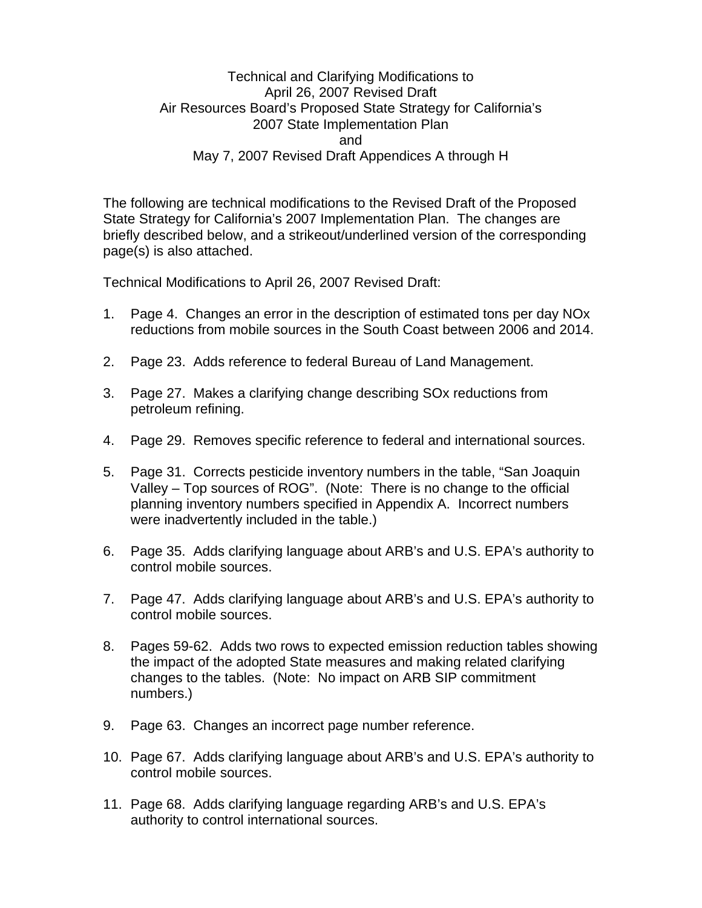# Technical and Clarifying Modifications to April 26, 2007 Revised Draft Air Resources Board's Proposed State Strategy for California's 2007 State Implementation Plan and May 7, 2007 Revised Draft Appendices A through H

The following are technical modifications to the Revised Draft of the Proposed State Strategy for California's 2007 Implementation Plan. The changes are briefly described below, and a strikeout/underlined version of the corresponding page(s) is also attached.

Technical Modifications to April 26, 2007 Revised Draft:

1. Page 4. Changes an error in the description of estimated tons per day NOx reductions from mobile sources in the South Coast between 2006 and 2014.

2. Page 23. Adds reference to federal Bureau of Land Management.

3. Page 27. Makes a clarifying change describing SOx reductions from petroleum refining.

4. Page 29. Removes specific reference to federal and international sources.

5. Page 31. Corrects pesticide inventory numbers in the table, "San Joaquin Valley – Top sources of ROG". (Note: There is no change to the official planning inventory numbers specified in Appendix A. Incorrect numbers were inadvertently included in the table.)

6. Page 35. Adds clarifying language about ARB's and U.S. EPA's authority to control mobile sources.

7. Page 47. Adds clarifying language about ARB's and U.S. EPA's authority to control mobile sources.

8. Pages 59-62. Adds two rows to expected emission reduction tables showing the impact of the adopted State measures and making related clarifying changes to the tables. (Note: No impact on ARB SIP commitment numbers.)

9. Page 63. Changes an incorrect page number reference.

10. Page 67. Adds clarifying language about ARB's and U.S. EPA's authority to control mobile sources.

11. Page 68. Adds clarifying language regarding ARB's and U.S. EPA's authority to control international sources.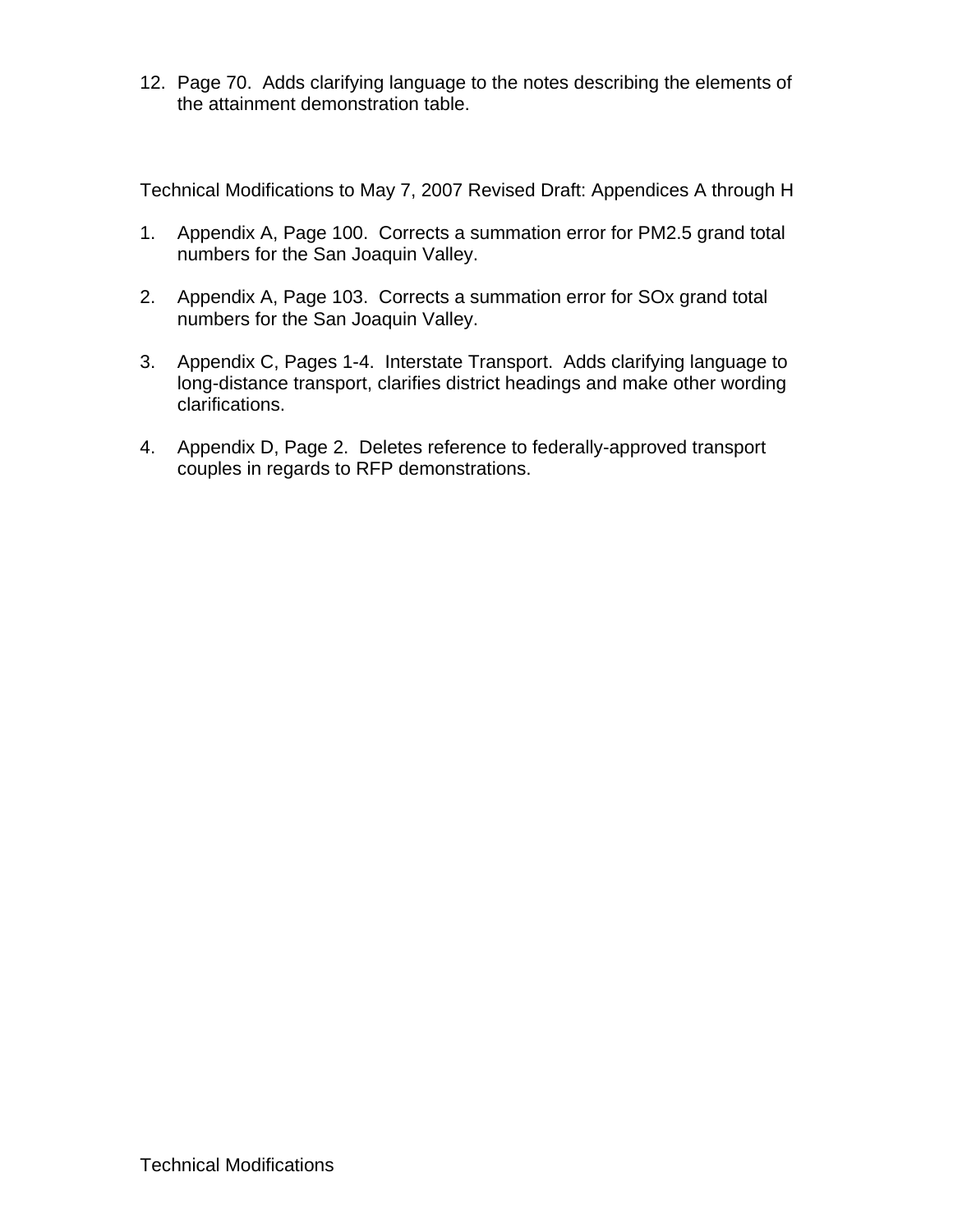12. Page 70. Adds clarifying language to the notes describing the elements of the attainment demonstration table.

Technical Modifications to May 7, 2007 Revised Draft: Appendices A through H

1. Appendix A, Page 100. Corrects a summation error for PM2.5 grand total numbers for the San Joaquin Valley.

2. Appendix A, Page 103. Corrects a summation error for SOx grand total numbers for the San Joaquin Valley.

3. Appendix C, Pages 1-4. Interstate Transport. Adds clarifying language to long-distance transport, clarifies district headings and make other wording clarifications.

4. Appendix D, Page 2. Deletes reference to federally-approved transport couples in regards to RFP demonstrations.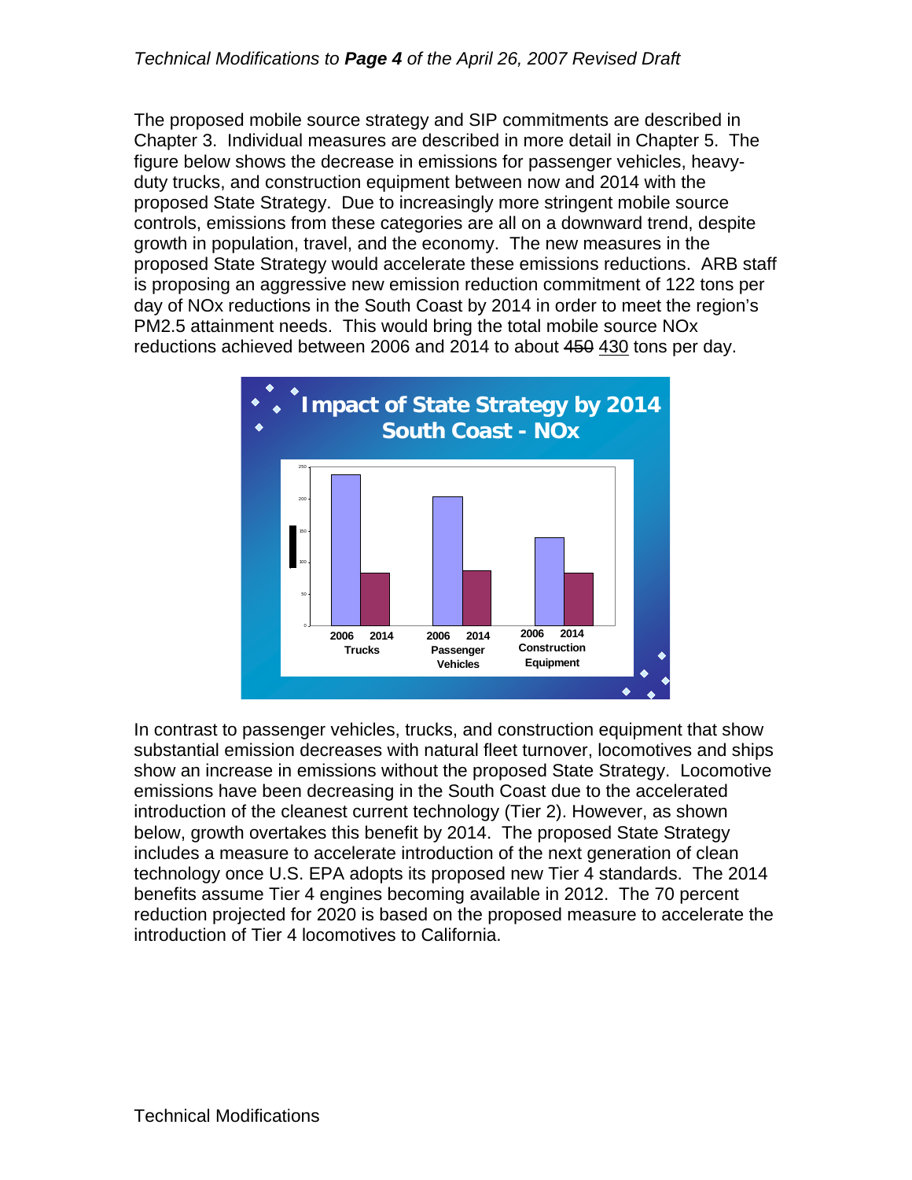*Technical Modifications to* ***Page 4*** *of the April 26, 2007 Revised Draft*

The proposed mobile source strategy and SIP commitments are described in Chapter 3. Individual measures are described in more detail in Chapter 5. The figure below shows the decrease in emissions for passenger vehicles, heavy-duty trucks, and construction equipment between now and 2014 with the proposed State Strategy. Due to increasingly more stringent mobile source controls, emissions from these categories are all on a downward trend, despite growth in population, travel, and the economy. The new measures in the proposed State Strategy would accelerate these emissions reductions. ARB staff is proposing an aggressive new emission reduction commitment of 122 tons per day of NOx reductions in the South Coast by 2014 in order to meet the region's PM2.5 attainment needs. This would bring the total mobile source NOx reductions achieved between 2006 and 2014 to about ~~450~~ <u>430</u> tons per day.

**Impact of State Strategy by 2014**
**South Coast - NOx**

| | 2006 | 2014 |
|---|---|---|
| Trucks | | |
| Passenger Vehicles | | |
| Construction Equipment | | |

In contrast to passenger vehicles, trucks, and construction equipment that show substantial emission decreases with natural fleet turnover, locomotives and ships show an increase in emissions without the proposed State Strategy. Locomotive emissions have been decreasing in the South Coast due to the accelerated introduction of the cleanest current technology (Tier 2). However, as shown below, growth overtakes this benefit by 2014. The proposed State Strategy includes a measure to accelerate introduction of the next generation of clean technology once U.S. EPA adopts its proposed new Tier 4 standards. The 2014 benefits assume Tier 4 engines becoming available in 2012. The 70 percent reduction projected for 2020 is based on the proposed measure to accelerate the introduction of Tier 4 locomotives to California.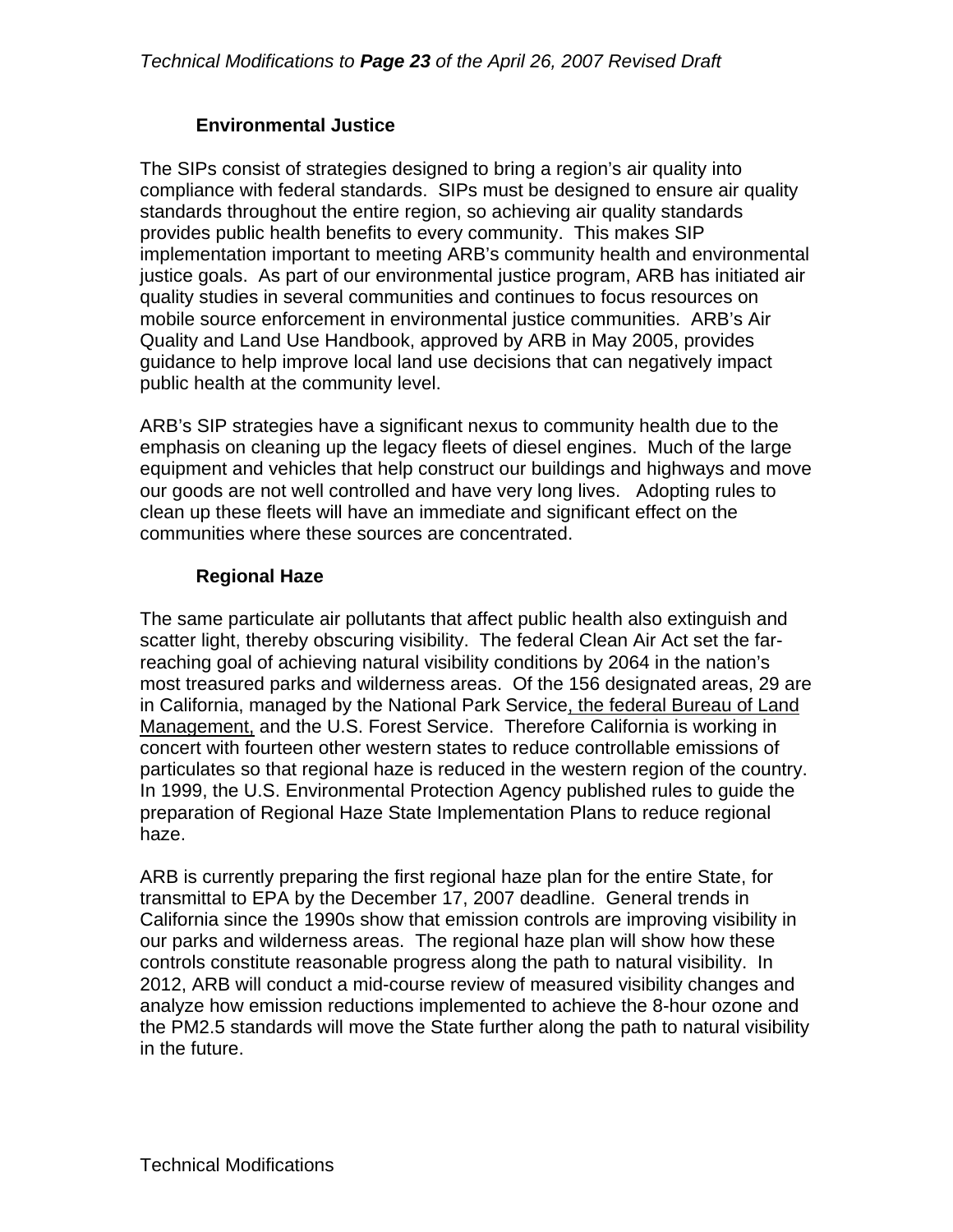*Technical Modifications to **Page 23** of the April 26, 2007 Revised Draft*

### Environmental Justice

The SIPs consist of strategies designed to bring a region's air quality into compliance with federal standards. SIPs must be designed to ensure air quality standards throughout the entire region, so achieving air quality standards provides public health benefits to every community. This makes SIP implementation important to meeting ARB's community health and environmental justice goals. As part of our environmental justice program, ARB has initiated air quality studies in several communities and continues to focus resources on mobile source enforcement in environmental justice communities. ARB's Air Quality and Land Use Handbook, approved by ARB in May 2005, provides guidance to help improve local land use decisions that can negatively impact public health at the community level.

ARB's SIP strategies have a significant nexus to community health due to the emphasis on cleaning up the legacy fleets of diesel engines. Much of the large equipment and vehicles that help construct our buildings and highways and move our goods are not well controlled and have very long lives. Adopting rules to clean up these fleets will have an immediate and significant effect on the communities where these sources are concentrated.

### Regional Haze

The same particulate air pollutants that affect public health also extinguish and scatter light, thereby obscuring visibility. The federal Clean Air Act set the far-reaching goal of achieving natural visibility conditions by 2064 in the nation's most treasured parks and wilderness areas. Of the 156 designated areas, 29 are in California, managed by the National Park Service<u>, the federal Bureau of Land Management,</u> and the U.S. Forest Service. Therefore California is working in concert with fourteen other western states to reduce controllable emissions of particulates so that regional haze is reduced in the western region of the country. In 1999, the U.S. Environmental Protection Agency published rules to guide the preparation of Regional Haze State Implementation Plans to reduce regional haze.

ARB is currently preparing the first regional haze plan for the entire State, for transmittal to EPA by the December 17, 2007 deadline. General trends in California since the 1990s show that emission controls are improving visibility in our parks and wilderness areas. The regional haze plan will show how these controls constitute reasonable progress along the path to natural visibility. In 2012, ARB will conduct a mid-course review of measured visibility changes and analyze how emission reductions implemented to achieve the 8-hour ozone and the PM2.5 standards will move the State further along the path to natural visibility in the future.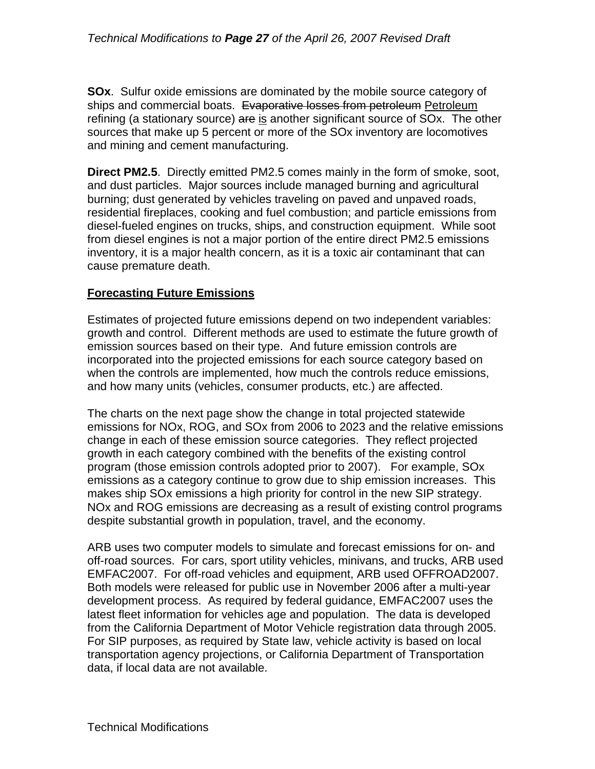**SOx**. Sulfur oxide emissions are dominated by the mobile source category of ships and commercial boats. ~~Evaporative losses from petroleum~~ <u>Petroleum</u> refining (a stationary source) ~~are~~ <u>is</u> another significant source of SOx. The other sources that make up 5 percent or more of the SOx inventory are locomotives and mining and cement manufacturing.

**Direct PM2.5**. Directly emitted PM2.5 comes mainly in the form of smoke, soot, and dust particles. Major sources include managed burning and agricultural burning; dust generated by vehicles traveling on paved and unpaved roads, residential fireplaces, cooking and fuel combustion; and particle emissions from diesel-fueled engines on trucks, ships, and construction equipment. While soot from diesel engines is not a major portion of the entire direct PM2.5 emissions inventory, it is a major health concern, as it is a toxic air contaminant that can cause premature death.

## Forecasting Future Emissions

Estimates of projected future emissions depend on two independent variables: growth and control. Different methods are used to estimate the future growth of emission sources based on their type. And future emission controls are incorporated into the projected emissions for each source category based on when the controls are implemented, how much the controls reduce emissions, and how many units (vehicles, consumer products, etc.) are affected.

The charts on the next page show the change in total projected statewide emissions for NOx, ROG, and SOx from 2006 to 2023 and the relative emissions change in each of these emission source categories. They reflect projected growth in each category combined with the benefits of the existing control program (those emission controls adopted prior to 2007). For example, SOx emissions as a category continue to grow due to ship emission increases. This makes ship SOx emissions a high priority for control in the new SIP strategy. NOx and ROG emissions are decreasing as a result of existing control programs despite substantial growth in population, travel, and the economy.

ARB uses two computer models to simulate and forecast emissions for on- and off-road sources. For cars, sport utility vehicles, minivans, and trucks, ARB used EMFAC2007. For off-road vehicles and equipment, ARB used OFFROAD2007. Both models were released for public use in November 2006 after a multi-year development process. As required by federal guidance, EMFAC2007 uses the latest fleet information for vehicles age and population. The data is developed from the California Department of Motor Vehicle registration data through 2005. For SIP purposes, as required by State law, vehicle activity is based on local transportation agency projections, or California Department of Transportation data, if local data are not available.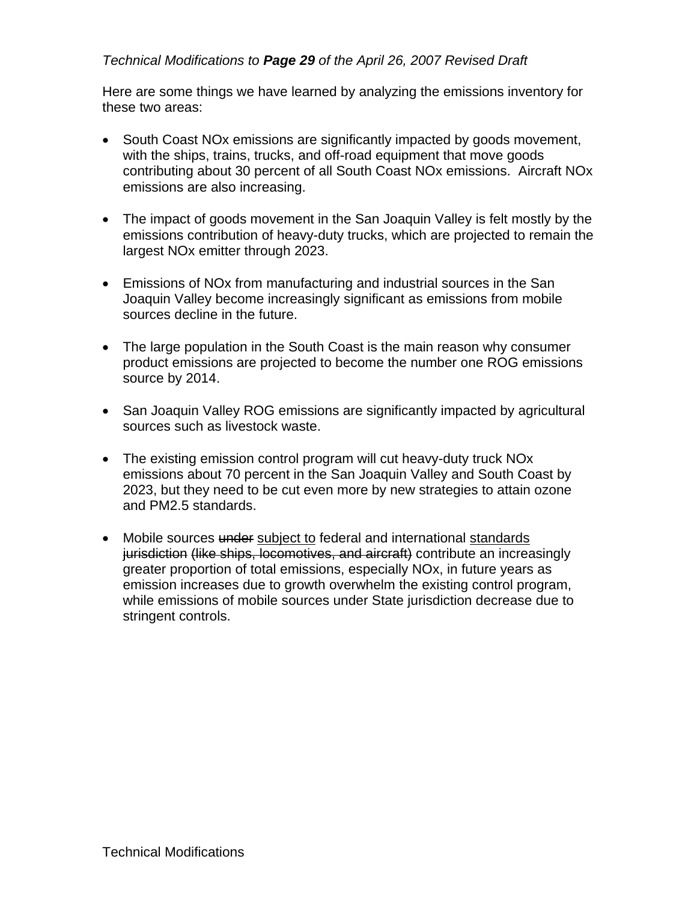*Technical Modifications to **Page 29** of the April 26, 2007 Revised Draft*

Here are some things we have learned by analyzing the emissions inventory for these two areas:

- South Coast NOx emissions are significantly impacted by goods movement, with the ships, trains, trucks, and off-road equipment that move goods contributing about 30 percent of all South Coast NOx emissions. Aircraft NOx emissions are also increasing.
- The impact of goods movement in the San Joaquin Valley is felt mostly by the emissions contribution of heavy-duty trucks, which are projected to remain the largest NOx emitter through 2023.
- Emissions of NOx from manufacturing and industrial sources in the San Joaquin Valley become increasingly significant as emissions from mobile sources decline in the future.
- The large population in the South Coast is the main reason why consumer product emissions are projected to become the number one ROG emissions source by 2014.
- San Joaquin Valley ROG emissions are significantly impacted by agricultural sources such as livestock waste.
- The existing emission control program will cut heavy-duty truck NOx emissions about 70 percent in the San Joaquin Valley and South Coast by 2023, but they need to be cut even more by new strategies to attain ozone and PM2.5 standards.
- Mobile sources ~~under~~ <u>subject to</u> federal and international <u>standards</u> ~~jurisdiction (like ships, locomotives, and aircraft)~~ contribute an increasingly greater proportion of total emissions, especially NOx, in future years as emission increases due to growth overwhelm the existing control program, while emissions of mobile sources under State jurisdiction decrease due to stringent controls.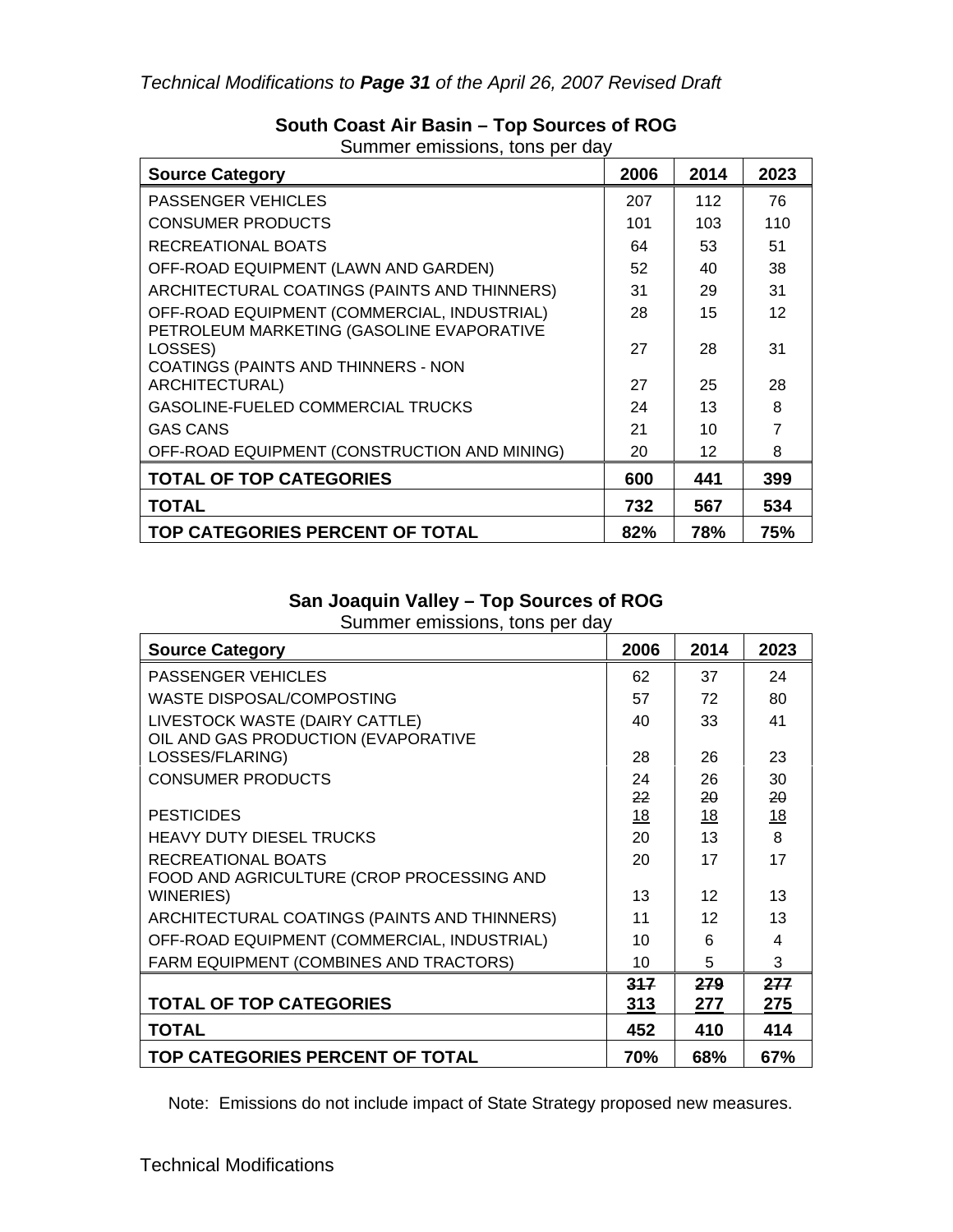*Technical Modifications to **Page 31** of the April 26, 2007 Revised Draft*

**South Coast Air Basin – Top Sources of ROG**
Summer emissions, tons per day

| Source Category | 2006 | 2014 | 2023 |
|---|---|---|---|
| PASSENGER VEHICLES | 207 | 112 | 76 |
| CONSUMER PRODUCTS | 101 | 103 | 110 |
| RECREATIONAL BOATS | 64 | 53 | 51 |
| OFF-ROAD EQUIPMENT (LAWN AND GARDEN) | 52 | 40 | 38 |
| ARCHITECTURAL COATINGS (PAINTS AND THINNERS) | 31 | 29 | 31 |
| OFF-ROAD EQUIPMENT (COMMERCIAL, INDUSTRIAL) | 28 | 15 | 12 |
| PETROLEUM MARKETING (GASOLINE EVAPORATIVE LOSSES) | 27 | 28 | 31 |
| COATINGS (PAINTS AND THINNERS - NON ARCHITECTURAL) | 27 | 25 | 28 |
| GASOLINE-FUELED COMMERCIAL TRUCKS | 24 | 13 | 8 |
| GAS CANS | 21 | 10 | 7 |
| OFF-ROAD EQUIPMENT (CONSTRUCTION AND MINING) | 20 | 12 | 8 |
| **TOTAL OF TOP CATEGORIES** | **600** | **441** | **399** |
| **TOTAL** | **732** | **567** | **534** |
| **TOP CATEGORIES PERCENT OF TOTAL** | **82%** | **78%** | **75%** |

**San Joaquin Valley – Top Sources of ROG**
Summer emissions, tons per day

| Source Category | 2006 | 2014 | 2023 |
|---|---|---|---|
| PASSENGER VEHICLES | 62 | 37 | 24 |
| WASTE DISPOSAL/COMPOSTING | 57 | 72 | 80 |
| LIVESTOCK WASTE (DAIRY CATTLE) | 40 | 33 | 41 |
| OIL AND GAS PRODUCTION (EVAPORATIVE LOSSES/FLARING) | 28 | 26 | 23 |
| CONSUMER PRODUCTS | 24 | 26 | 30 |
| PESTICIDES | ~~22~~ <u>18</u> | ~~20~~ <u>18</u> | ~~20~~ <u>18</u> |
| HEAVY DUTY DIESEL TRUCKS | 20 | 13 | 8 |
| RECREATIONAL BOATS | 20 | 17 | 17 |
| FOOD AND AGRICULTURE (CROP PROCESSING AND WINERIES) | 13 | 12 | 13 |
| ARCHITECTURAL COATINGS (PAINTS AND THINNERS) | 11 | 12 | 13 |
| OFF-ROAD EQUIPMENT (COMMERCIAL, INDUSTRIAL) | 10 | 6 | 4 |
| FARM EQUIPMENT (COMBINES AND TRACTORS) | 10 | 5 | 3 |
| **TOTAL OF TOP CATEGORIES** | **~~317~~ <u>313</u>** | **~~279~~ <u>277</u>** | **~~277~~ <u>275</u>** |
| **TOTAL** | **452** | **410** | **414** |
| **TOP CATEGORIES PERCENT OF TOTAL** | **70%** | **68%** | **67%** |

Note: Emissions do not include impact of State Strategy proposed new measures.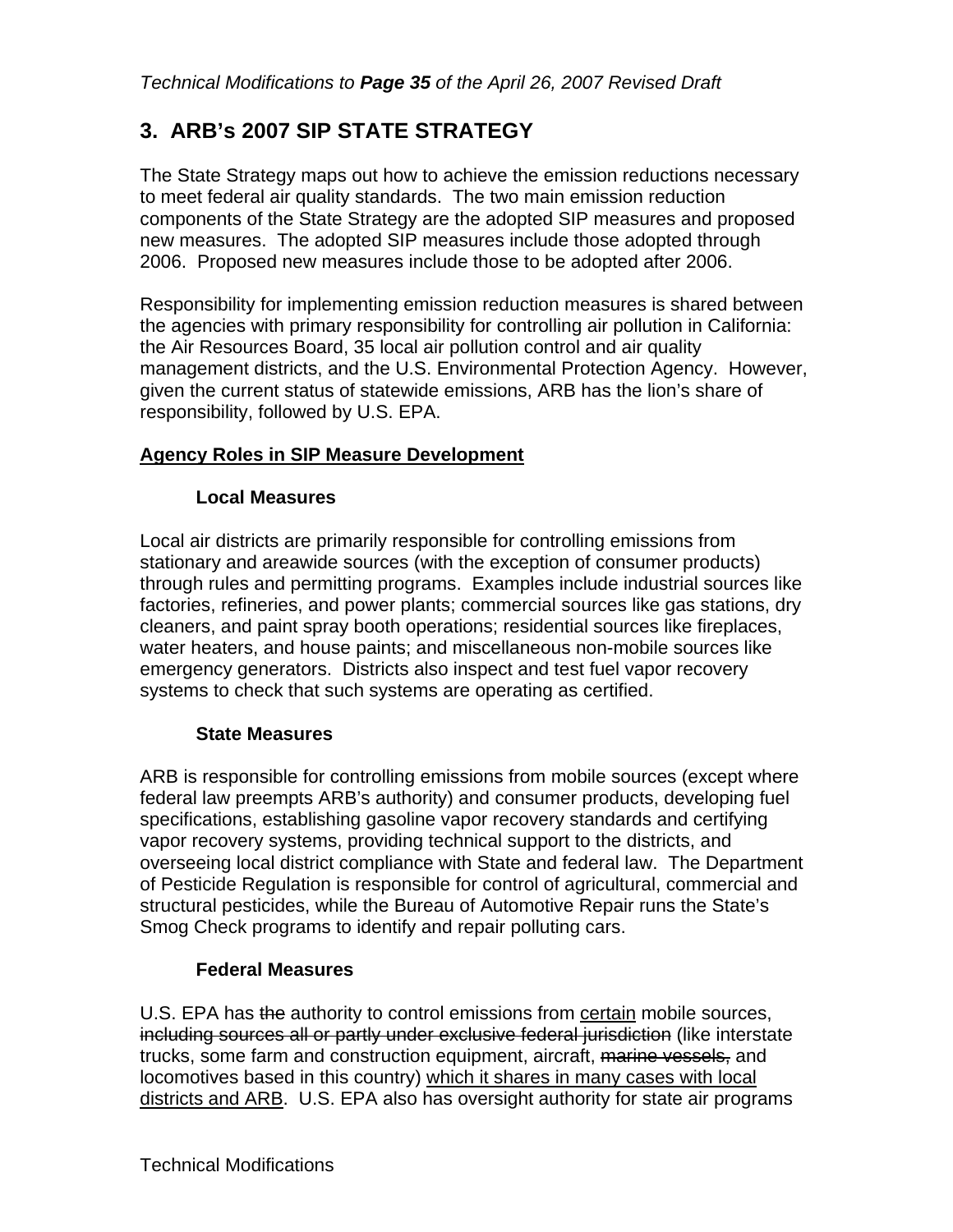*Technical Modifications to **Page 35** of the April 26, 2007 Revised Draft*

## 3. ARB's 2007 SIP STATE STRATEGY

The State Strategy maps out how to achieve the emission reductions necessary to meet federal air quality standards. The two main emission reduction components of the State Strategy are the adopted SIP measures and proposed new measures. The adopted SIP measures include those adopted through 2006. Proposed new measures include those to be adopted after 2006.

Responsibility for implementing emission reduction measures is shared between the agencies with primary responsibility for controlling air pollution in California: the Air Resources Board, 35 local air pollution control and air quality management districts, and the U.S. Environmental Protection Agency. However, given the current status of statewide emissions, ARB has the lion's share of responsibility, followed by U.S. EPA.

### <u>Agency Roles in SIP Measure Development</u>

#### Local Measures

Local air districts are primarily responsible for controlling emissions from stationary and areawide sources (with the exception of consumer products) through rules and permitting programs. Examples include industrial sources like factories, refineries, and power plants; commercial sources like gas stations, dry cleaners, and paint spray booth operations; residential sources like fireplaces, water heaters, and house paints; and miscellaneous non-mobile sources like emergency generators. Districts also inspect and test fuel vapor recovery systems to check that such systems are operating as certified.

#### State Measures

ARB is responsible for controlling emissions from mobile sources (except where federal law preempts ARB's authority) and consumer products, developing fuel specifications, establishing gasoline vapor recovery standards and certifying vapor recovery systems, providing technical support to the districts, and overseeing local district compliance with State and federal law. The Department of Pesticide Regulation is responsible for control of agricultural, commercial and structural pesticides, while the Bureau of Automotive Repair runs the State's Smog Check programs to identify and repair polluting cars.

#### Federal Measures

U.S. EPA has ~~the~~ authority to control emissions from <u>certain</u> mobile sources, ~~including sources all or partly under exclusive federal jurisdiction~~ (like interstate trucks, some farm and construction equipment, aircraft, ~~marine vessels,~~ and locomotives based in this country) <u>which it shares in many cases with local districts and ARB</u>. U.S. EPA also has oversight authority for state air programs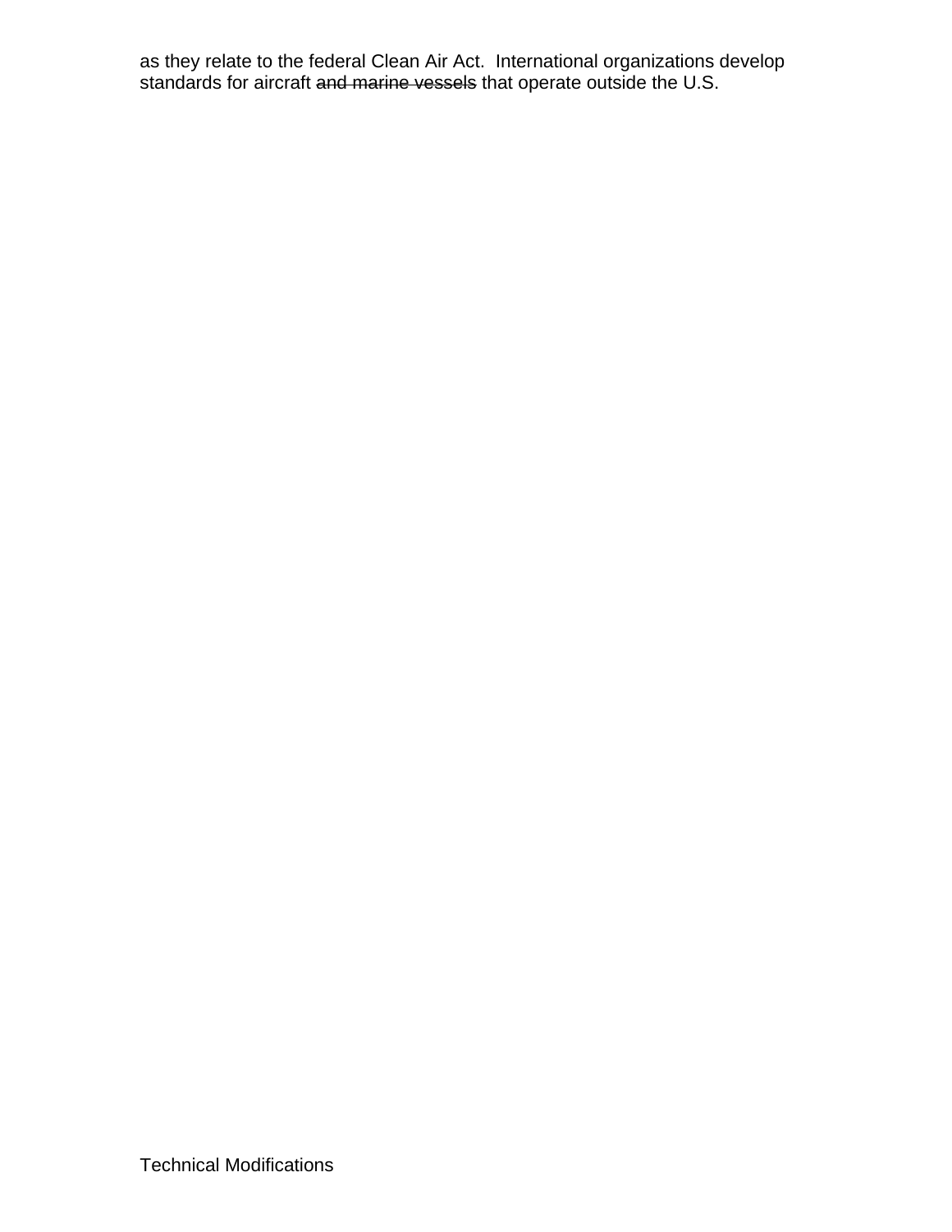as they relate to the federal Clean Air Act. International organizations develop standards for aircraft ~~and marine vessels~~ that operate outside the U.S.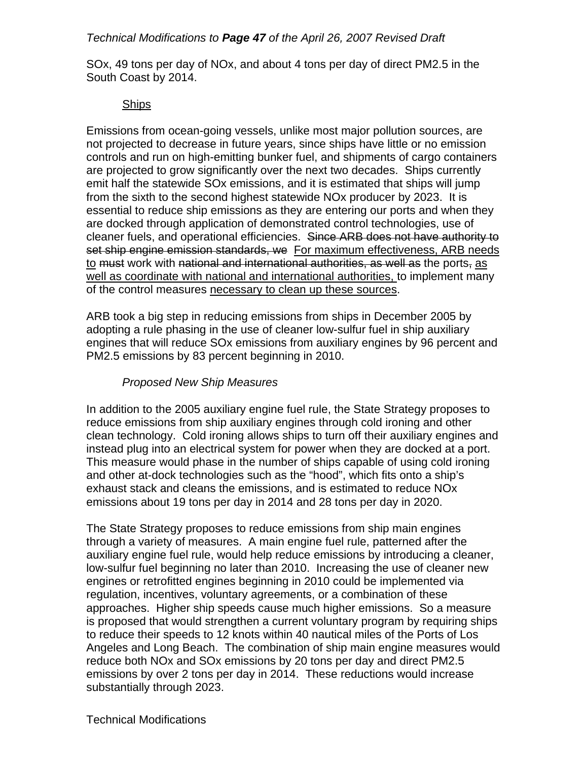*Technical Modifications to **Page 47** of the April 26, 2007 Revised Draft*

SOx, 49 tons per day of NOx, and about 4 tons per day of direct PM2.5 in the South Coast by 2014.

<u>Ships</u>

Emissions from ocean-going vessels, unlike most major pollution sources, are not projected to decrease in future years, since ships have little or no emission controls and run on high-emitting bunker fuel, and shipments of cargo containers are projected to grow significantly over the next two decades. Ships currently emit half the statewide SOx emissions, and it is estimated that ships will jump from the sixth to the second highest statewide NOx producer by 2023. It is essential to reduce ship emissions as they are entering our ports and when they are docked through application of demonstrated control technologies, use of cleaner fuels, and operational efficiencies. ~~Since ARB does not have authority to set ship engine emission standards, we~~ <u>For maximum effectiveness, ARB needs to</u> ~~must~~ work with ~~national and international authorities, as well as~~ the ports~~,~~ <u>as well as coordinate with national and international authorities,</u> to implement many of the control measures <u>necessary to clean up these sources</u>.

ARB took a big step in reducing emissions from ships in December 2005 by adopting a rule phasing in the use of cleaner low-sulfur fuel in ship auxiliary engines that will reduce SOx emissions from auxiliary engines by 96 percent and PM2.5 emissions by 83 percent beginning in 2010.

*Proposed New Ship Measures*

In addition to the 2005 auxiliary engine fuel rule, the State Strategy proposes to reduce emissions from ship auxiliary engines through cold ironing and other clean technology. Cold ironing allows ships to turn off their auxiliary engines and instead plug into an electrical system for power when they are docked at a port. This measure would phase in the number of ships capable of using cold ironing and other at-dock technologies such as the "hood", which fits onto a ship's exhaust stack and cleans the emissions, and is estimated to reduce NOx emissions about 19 tons per day in 2014 and 28 tons per day in 2020.

The State Strategy proposes to reduce emissions from ship main engines through a variety of measures. A main engine fuel rule, patterned after the auxiliary engine fuel rule, would help reduce emissions by introducing a cleaner, low-sulfur fuel beginning no later than 2010. Increasing the use of cleaner new engines or retrofitted engines beginning in 2010 could be implemented via regulation, incentives, voluntary agreements, or a combination of these approaches. Higher ship speeds cause much higher emissions. So a measure is proposed that would strengthen a current voluntary program by requiring ships to reduce their speeds to 12 knots within 40 nautical miles of the Ports of Los Angeles and Long Beach. The combination of ship main engine measures would reduce both NOx and SOx emissions by 20 tons per day and direct PM2.5 emissions by over 2 tons per day in 2014. These reductions would increase substantially through 2023.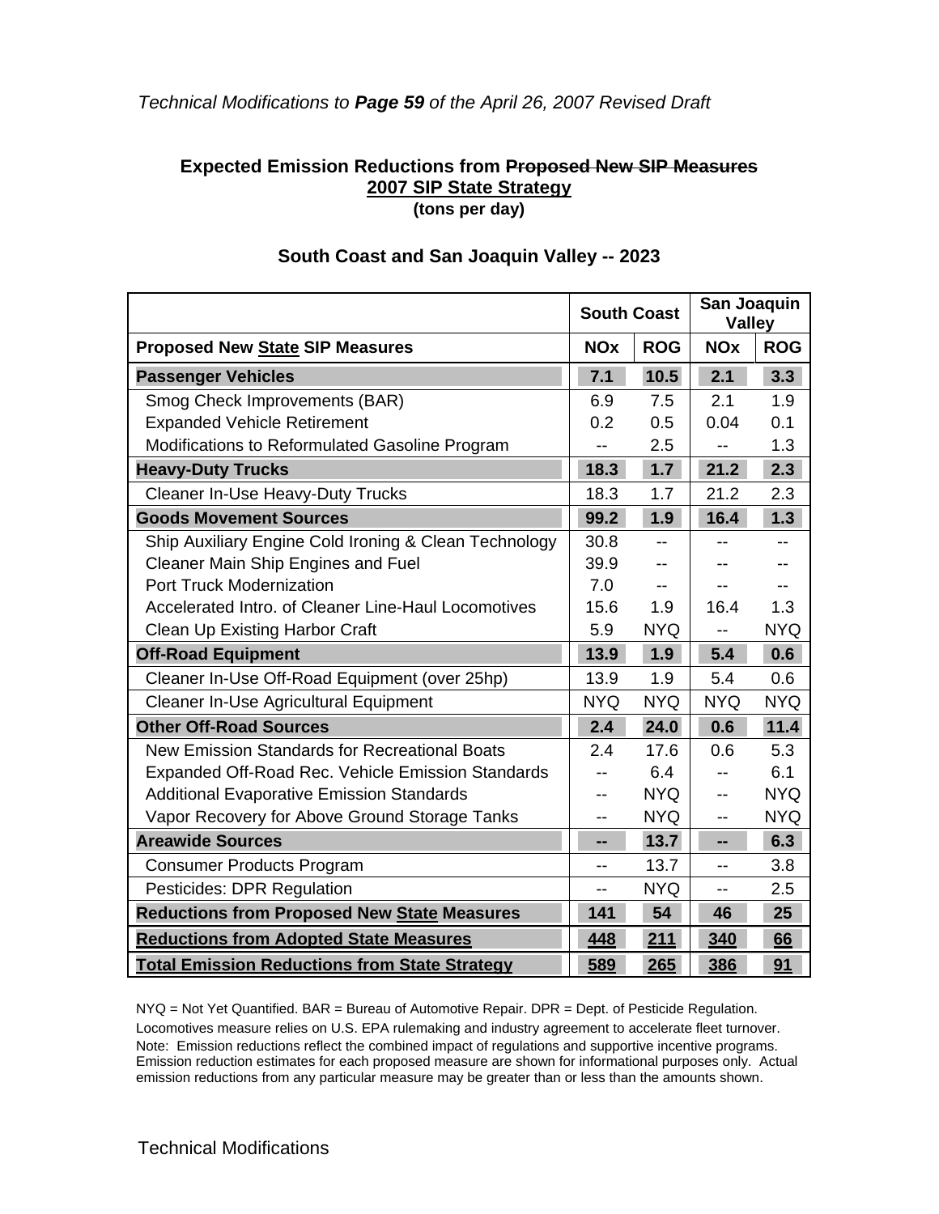*Technical Modifications to **Page 59** of the April 26, 2007 Revised Draft*

**Expected Emission Reductions from ~~Proposed New SIP Measures~~**
**<u>2007 SIP State Strategy</u>**
**(tons per day)**

**South Coast and San Joaquin Valley -- 2023**

| | South Coast | | San Joaquin Valley | |
|---|---|---|---|---|
| **Proposed New <u>State</u> SIP Measures** | **NOx** | **ROG** | **NOx** | **ROG** |
| **Passenger Vehicles** | **7.1** | **10.5** | **2.1** | **3.3** |
| Smog Check Improvements (BAR) | 6.9 | 7.5 | 2.1 | 1.9 |
| Expanded Vehicle Retirement | 0.2 | 0.5 | 0.04 | 0.1 |
| Modifications to Reformulated Gasoline Program | -- | 2.5 | -- | 1.3 |
| **Heavy-Duty Trucks** | **18.3** | **1.7** | **21.2** | **2.3** |
| Cleaner In-Use Heavy-Duty Trucks | 18.3 | 1.7 | 21.2 | 2.3 |
| **Goods Movement Sources** | **99.2** | **1.9** | **16.4** | **1.3** |
| Ship Auxiliary Engine Cold Ironing & Clean Technology | 30.8 | -- | -- | -- |
| Cleaner Main Ship Engines and Fuel | 39.9 | -- | -- | -- |
| Port Truck Modernization | 7.0 | -- | -- | -- |
| Accelerated Intro. of Cleaner Line-Haul Locomotives | 15.6 | 1.9 | 16.4 | 1.3 |
| Clean Up Existing Harbor Craft | 5.9 | NYQ | -- | NYQ |
| **Off-Road Equipment** | **13.9** | **1.9** | **5.4** | **0.6** |
| Cleaner In-Use Off-Road Equipment (over 25hp) | 13.9 | 1.9 | 5.4 | 0.6 |
| Cleaner In-Use Agricultural Equipment | NYQ | NYQ | NYQ | NYQ |
| **Other Off-Road Sources** | **2.4** | **24.0** | **0.6** | **11.4** |
| New Emission Standards for Recreational Boats | 2.4 | 17.6 | 0.6 | 5.3 |
| Expanded Off-Road Rec. Vehicle Emission Standards | -- | 6.4 | -- | 6.1 |
| Additional Evaporative Emission Standards | -- | NYQ | -- | NYQ |
| Vapor Recovery for Above Ground Storage Tanks | -- | NYQ | -- | NYQ |
| **Areawide Sources** | **--** | **13.7** | **--** | **6.3** |
| Consumer Products Program | -- | 13.7 | -- | 3.8 |
| Pesticides: DPR Regulation | -- | NYQ | -- | 2.5 |
| **Reductions from Proposed New <u>State</u> Measures** | **141** | **54** | **46** | **25** |
| **<u>Reductions from Adopted State Measures</u>** | **<u>448</u>** | **<u>211</u>** | **<u>340</u>** | **<u>66</u>** |
| **<u>Total Emission Reductions from State Strategy</u>** | **<u>589</u>** | **<u>265</u>** | **<u>386</u>** | **<u>91</u>** |

NYQ = Not Yet Quantified. BAR = Bureau of Automotive Repair. DPR = Dept. of Pesticide Regulation.
Locomotives measure relies on U.S. EPA rulemaking and industry agreement to accelerate fleet turnover.
Note: Emission reductions reflect the combined impact of regulations and supportive incentive programs. Emission reduction estimates for each proposed measure are shown for informational purposes only. Actual emission reductions from any particular measure may be greater than or less than the amounts shown.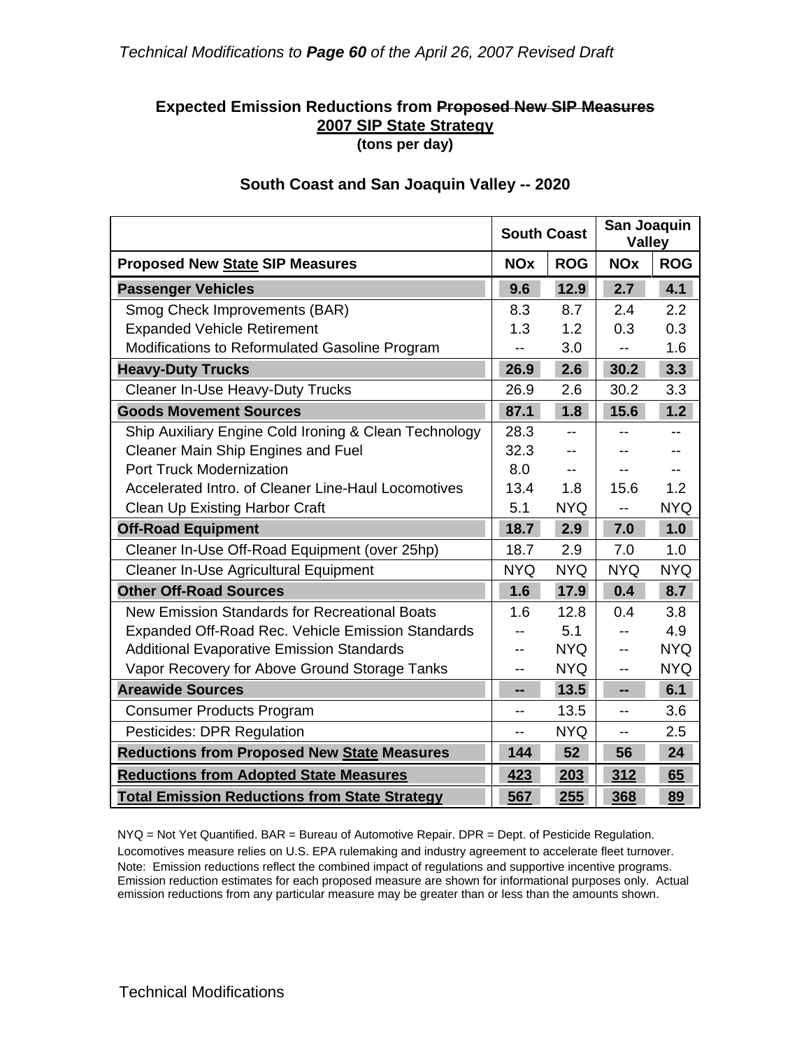*Technical Modifications to **Page 60** of the April 26, 2007 Revised Draft*

### Expected Emission Reductions from ~~Proposed New SIP Measures~~ 2007 SIP State Strategy
**(tons per day)**

### South Coast and San Joaquin Valley -- 2020

| | South Coast | | San Joaquin Valley | |
|---|---|---|---|---|
| **Proposed New State SIP Measures** | **NOx** | **ROG** | **NOx** | **ROG** |
| **Passenger Vehicles** | **9.6** | **12.9** | **2.7** | **4.1** |
| Smog Check Improvements (BAR) | 8.3 | 8.7 | 2.4 | 2.2 |
| Expanded Vehicle Retirement | 1.3 | 1.2 | 0.3 | 0.3 |
| Modifications to Reformulated Gasoline Program | -- | 3.0 | -- | 1.6 |
| **Heavy-Duty Trucks** | **26.9** | **2.6** | **30.2** | **3.3** |
| Cleaner In-Use Heavy-Duty Trucks | 26.9 | 2.6 | 30.2 | 3.3 |
| **Goods Movement Sources** | **87.1** | **1.8** | **15.6** | **1.2** |
| Ship Auxiliary Engine Cold Ironing & Clean Technology | 28.3 | -- | -- | -- |
| Cleaner Main Ship Engines and Fuel | 32.3 | -- | -- | -- |
| Port Truck Modernization | 8.0 | -- | -- | -- |
| Accelerated Intro. of Cleaner Line-Haul Locomotives | 13.4 | 1.8 | 15.6 | 1.2 |
| Clean Up Existing Harbor Craft | 5.1 | NYQ | -- | NYQ |
| **Off-Road Equipment** | **18.7** | **2.9** | **7.0** | **1.0** |
| Cleaner In-Use Off-Road Equipment (over 25hp) | 18.7 | 2.9 | 7.0 | 1.0 |
| Cleaner In-Use Agricultural Equipment | NYQ | NYQ | NYQ | NYQ |
| **Other Off-Road Sources** | **1.6** | **17.9** | **0.4** | **8.7** |
| New Emission Standards for Recreational Boats | 1.6 | 12.8 | 0.4 | 3.8 |
| Expanded Off-Road Rec. Vehicle Emission Standards | -- | 5.1 | -- | 4.9 |
| Additional Evaporative Emission Standards | -- | NYQ | -- | NYQ |
| Vapor Recovery for Above Ground Storage Tanks | -- | NYQ | -- | NYQ |
| **Areawide Sources** | **--** | **13.5** | **--** | **6.1** |
| Consumer Products Program | -- | 13.5 | -- | 3.6 |
| Pesticides: DPR Regulation | -- | NYQ | -- | 2.5 |
| **Reductions from Proposed New State Measures** | **144** | **52** | **56** | **24** |
| **Reductions from Adopted State Measures** | **423** | **203** | **312** | **65** |
| **Total Emission Reductions from State Strategy** | **567** | **255** | **368** | **89** |

NYQ = Not Yet Quantified. BAR = Bureau of Automotive Repair. DPR = Dept. of Pesticide Regulation.
Locomotives measure relies on U.S. EPA rulemaking and industry agreement to accelerate fleet turnover.
Note: Emission reductions reflect the combined impact of regulations and supportive incentive programs. Emission reduction estimates for each proposed measure are shown for informational purposes only. Actual emission reductions from any particular measure may be greater than or less than the amounts shown.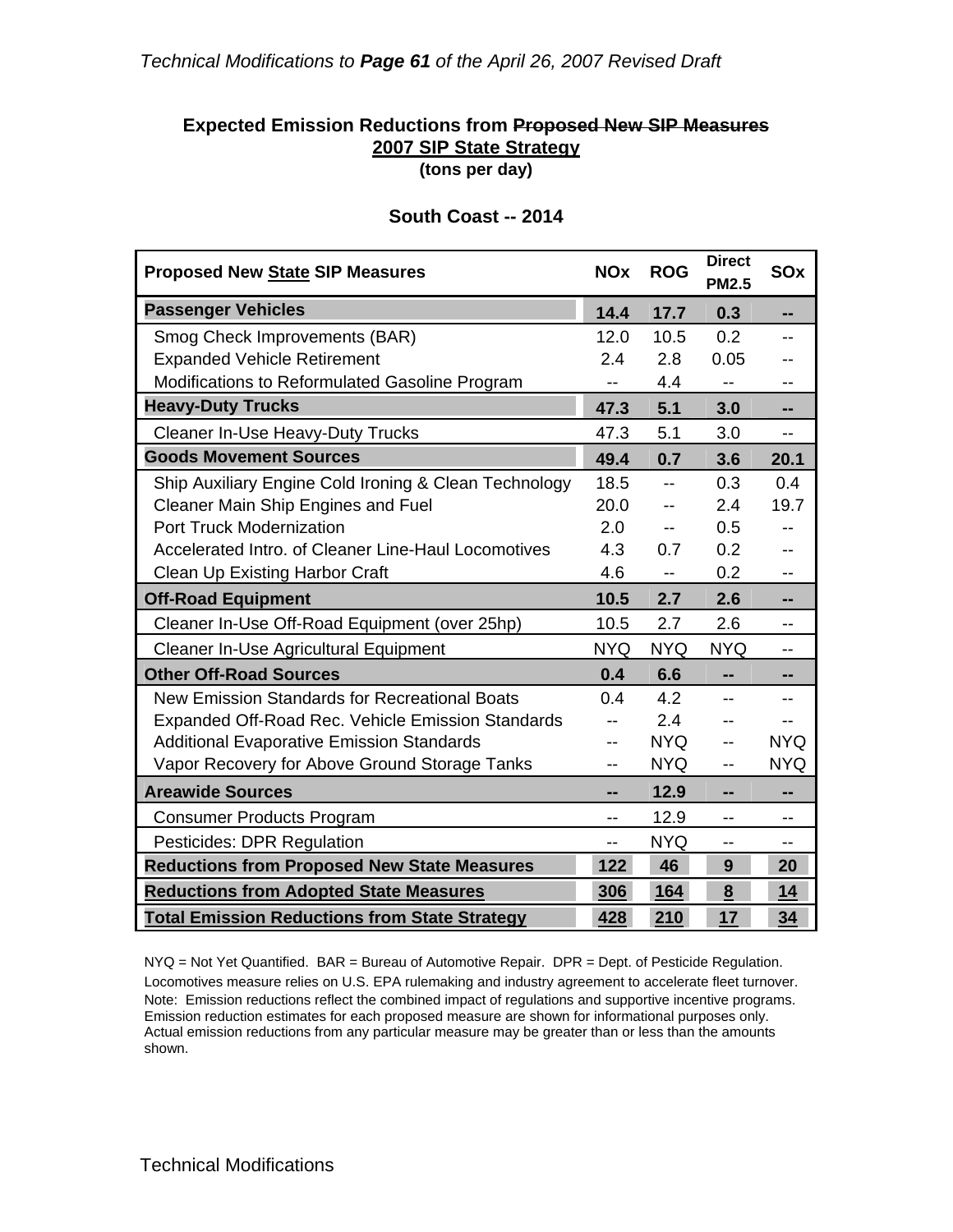*Technical Modifications to **Page 61** of the April 26, 2007 Revised Draft*

**Expected Emission Reductions from ~~Proposed New SIP Measures~~**
**2007 SIP State Strategy**
**(tons per day)**

**South Coast -- 2014**

| Proposed New State SIP Measures | NOx | ROG | Direct PM2.5 | SOx |
|---|---|---|---|---|
| **Passenger Vehicles** | **14.4** | **17.7** | **0.3** | **--** |
| Smog Check Improvements (BAR) | 12.0 | 10.5 | 0.2 | -- |
| Expanded Vehicle Retirement | 2.4 | 2.8 | 0.05 | -- |
| Modifications to Reformulated Gasoline Program | -- | 4.4 | -- | -- |
| **Heavy-Duty Trucks** | **47.3** | **5.1** | **3.0** | **--** |
| Cleaner In-Use Heavy-Duty Trucks | 47.3 | 5.1 | 3.0 | -- |
| **Goods Movement Sources** | **49.4** | **0.7** | **3.6** | **20.1** |
| Ship Auxiliary Engine Cold Ironing & Clean Technology | 18.5 | -- | 0.3 | 0.4 |
| Cleaner Main Ship Engines and Fuel | 20.0 | -- | 2.4 | 19.7 |
| Port Truck Modernization | 2.0 | -- | 0.5 | -- |
| Accelerated Intro. of Cleaner Line-Haul Locomotives | 4.3 | 0.7 | 0.2 | -- |
| Clean Up Existing Harbor Craft | 4.6 | -- | 0.2 | -- |
| **Off-Road Equipment** | **10.5** | **2.7** | **2.6** | **--** |
| Cleaner In-Use Off-Road Equipment (over 25hp) | 10.5 | 2.7 | 2.6 | -- |
| Cleaner In-Use Agricultural Equipment | NYQ | NYQ | NYQ | -- |
| **Other Off-Road Sources** | **0.4** | **6.6** | **--** | **--** |
| New Emission Standards for Recreational Boats | 0.4 | 4.2 | -- | -- |
| Expanded Off-Road Rec. Vehicle Emission Standards | -- | 2.4 | -- | -- |
| Additional Evaporative Emission Standards | -- | NYQ | -- | NYQ |
| Vapor Recovery for Above Ground Storage Tanks | -- | NYQ | -- | NYQ |
| **Areawide Sources** | **--** | **12.9** | **--** | **--** |
| Consumer Products Program | -- | 12.9 | -- | -- |
| Pesticides: DPR Regulation | -- | NYQ | -- | -- |
| **Reductions from Proposed New State Measures** | **122** | **46** | **9** | **20** |
| **Reductions from Adopted State Measures** | **306** | **164** | **8** | **14** |
| **Total Emission Reductions from State Strategy** | **428** | **210** | **17** | **34** |

NYQ = Not Yet Quantified. BAR = Bureau of Automotive Repair. DPR = Dept. of Pesticide Regulation.
Locomotives measure relies on U.S. EPA rulemaking and industry agreement to accelerate fleet turnover.
Note: Emission reductions reflect the combined impact of regulations and supportive incentive programs. Emission reduction estimates for each proposed measure are shown for informational purposes only. Actual emission reductions from any particular measure may be greater than or less than the amounts shown.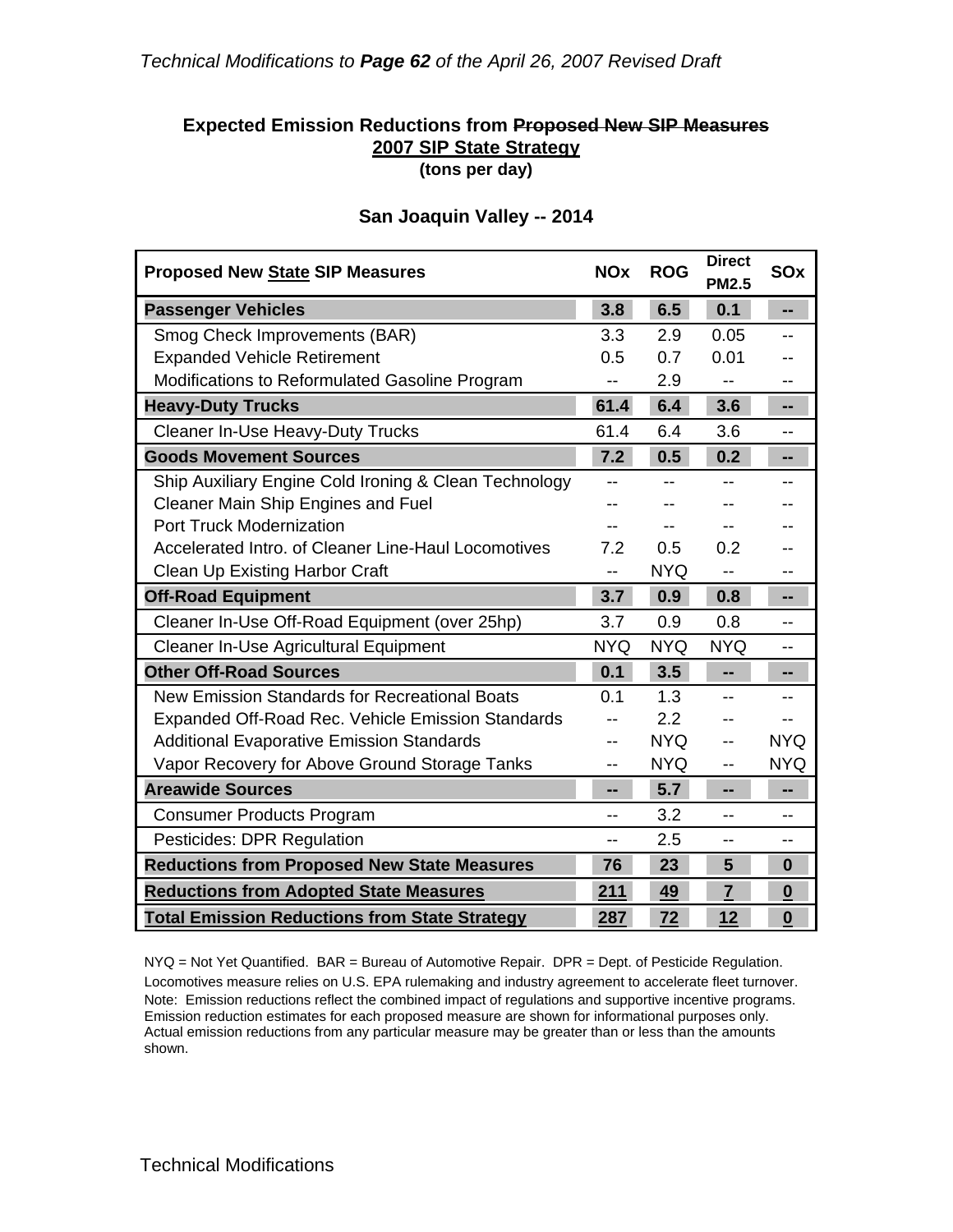*Technical Modifications to **Page 62** of the April 26, 2007 Revised Draft*

**Expected Emission Reductions from ~~Proposed New SIP Measures~~**
**<u>2007 SIP State Strategy</u>**
**(tons per day)**

**San Joaquin Valley -- 2014**

| Proposed New <u>State</u> SIP Measures | NOx | ROG | Direct PM2.5 | SOx |
|---|---|---|---|---|
| **Passenger Vehicles** | **3.8** | **6.5** | **0.1** | **--** |
| Smog Check Improvements (BAR) | 3.3 | 2.9 | 0.05 | -- |
| Expanded Vehicle Retirement | 0.5 | 0.7 | 0.01 | -- |
| Modifications to Reformulated Gasoline Program | -- | 2.9 | -- | -- |
| **Heavy-Duty Trucks** | **61.4** | **6.4** | **3.6** | **--** |
| Cleaner In-Use Heavy-Duty Trucks | 61.4 | 6.4 | 3.6 | -- |
| **Goods Movement Sources** | **7.2** | **0.5** | **0.2** | **--** |
| Ship Auxiliary Engine Cold Ironing & Clean Technology | -- | -- | -- | -- |
| Cleaner Main Ship Engines and Fuel | -- | -- | -- | -- |
| Port Truck Modernization | -- | -- | -- | -- |
| Accelerated Intro. of Cleaner Line-Haul Locomotives | 7.2 | 0.5 | 0.2 | -- |
| Clean Up Existing Harbor Craft | -- | NYQ | -- | -- |
| **Off-Road Equipment** | **3.7** | **0.9** | **0.8** | **--** |
| Cleaner In-Use Off-Road Equipment (over 25hp) | 3.7 | 0.9 | 0.8 | -- |
| Cleaner In-Use Agricultural Equipment | NYQ | NYQ | NYQ | -- |
| **Other Off-Road Sources** | **0.1** | **3.5** | **--** | **--** |
| New Emission Standards for Recreational Boats | 0.1 | 1.3 | -- | -- |
| Expanded Off-Road Rec. Vehicle Emission Standards | -- | 2.2 | -- | -- |
| Additional Evaporative Emission Standards | -- | NYQ | -- | NYQ |
| Vapor Recovery for Above Ground Storage Tanks | -- | NYQ | -- | NYQ |
| **Areawide Sources** | **--** | **5.7** | **--** | **--** |
| Consumer Products Program | -- | 3.2 | -- | -- |
| Pesticides: DPR Regulation | -- | 2.5 | -- | -- |
| **Reductions from Proposed New State Measures** | **76** | **23** | **5** | **0** |
| **<u>Reductions from Adopted State Measures</u>** | **<u>211</u>** | **<u>49</u>** | **<u>7</u>** | **<u>0</u>** |
| **<u>Total Emission Reductions from State Strategy</u>** | **<u>287</u>** | **<u>72</u>** | **<u>12</u>** | **<u>0</u>** |

NYQ = Not Yet Quantified. BAR = Bureau of Automotive Repair. DPR = Dept. of Pesticide Regulation.
Locomotives measure relies on U.S. EPA rulemaking and industry agreement to accelerate fleet turnover.
Note: Emission reductions reflect the combined impact of regulations and supportive incentive programs. Emission reduction estimates for each proposed measure are shown for informational purposes only. Actual emission reductions from any particular measure may be greater than or less than the amounts shown.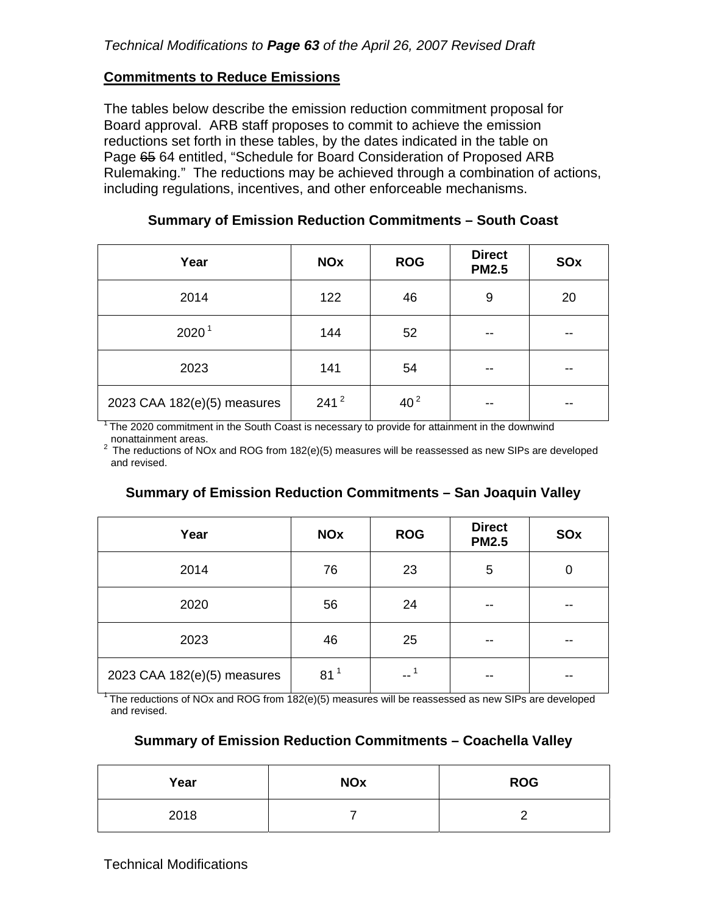*Technical Modifications to **Page 63** of the April 26, 2007 Revised Draft*

**Commitments to Reduce Emissions**

The tables below describe the emission reduction commitment proposal for Board approval. ARB staff proposes to commit to achieve the emission reductions set forth in these tables, by the dates indicated in the table on Page ~~65~~ 64 entitled, "Schedule for Board Consideration of Proposed ARB Rulemaking." The reductions may be achieved through a combination of actions, including regulations, incentives, and other enforceable mechanisms.

### Summary of Emission Reduction Commitments – South Coast

| Year | NOx | ROG | Direct PM2.5 | SOx |
|---|---|---|---|---|
| 2014 | 122 | 46 | 9 | 20 |
| 2020 [1] | 144 | 52 | -- | -- |
| 2023 | 141 | 54 | -- | -- |
| 2023 CAA 182(e)(5) measures | 241 [2] | 40 [2] | -- | -- |

[1] The 2020 commitment in the South Coast is necessary to provide for attainment in the downwind nonattainment areas.
[2] The reductions of NOx and ROG from 182(e)(5) measures will be reassessed as new SIPs are developed and revised.

### Summary of Emission Reduction Commitments – San Joaquin Valley

| Year | NOx | ROG | Direct PM2.5 | SOx |
|---|---|---|---|---|
| 2014 | 76 | 23 | 5 | 0 |
| 2020 | 56 | 24 | -- | -- |
| 2023 | 46 | 25 | -- | -- |
| 2023 CAA 182(e)(5) measures | 81 [1] | -- [1] | -- | -- |

[1] The reductions of NOx and ROG from 182(e)(5) measures will be reassessed as new SIPs are developed and revised.

### Summary of Emission Reduction Commitments – Coachella Valley

| Year | NOx | ROG |
|---|---|---|
| 2018 | 7 | 2 |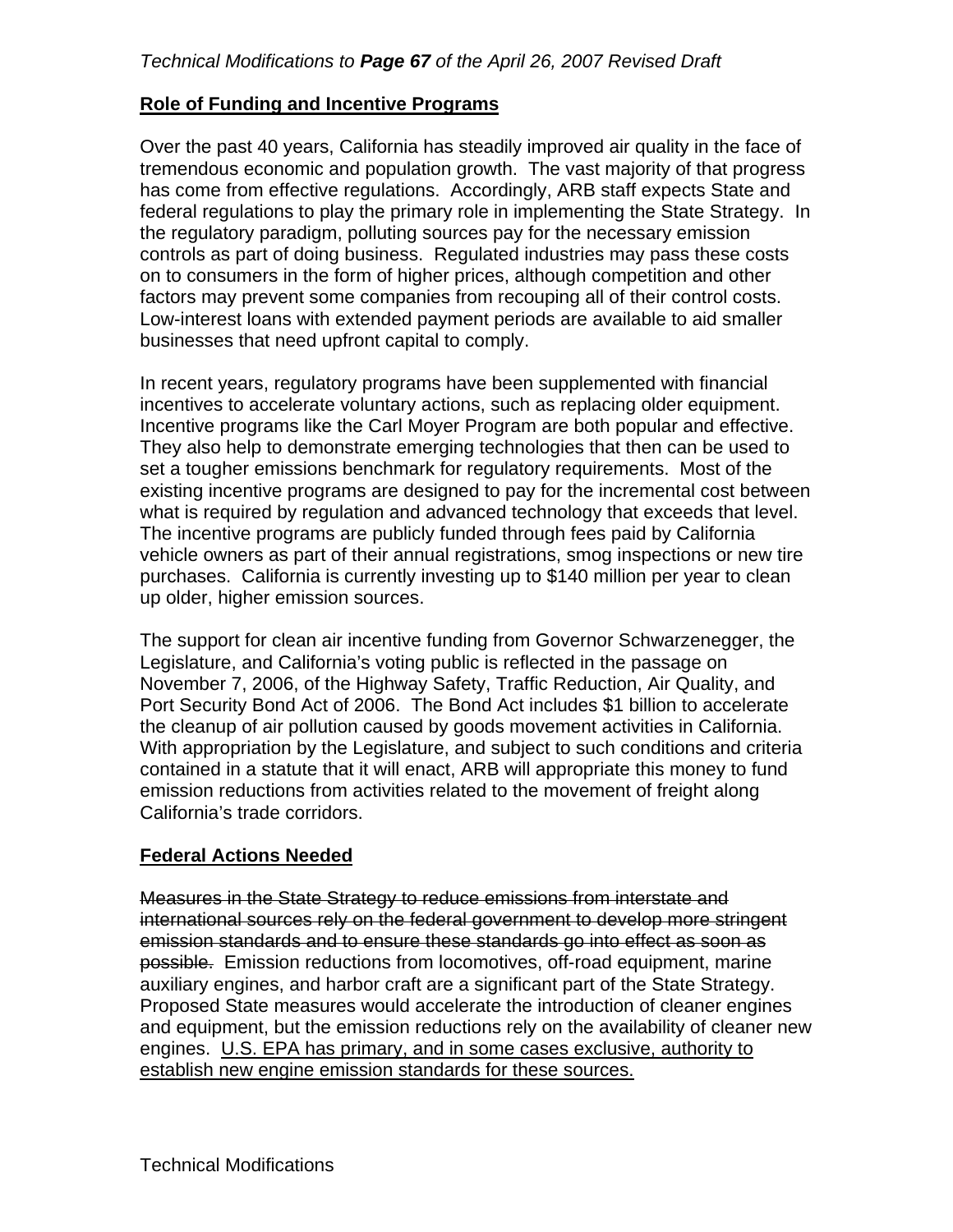*Technical Modifications to **Page 67** of the April 26, 2007 Revised Draft*

## Role of Funding and Incentive Programs

Over the past 40 years, California has steadily improved air quality in the face of tremendous economic and population growth. The vast majority of that progress has come from effective regulations. Accordingly, ARB staff expects State and federal regulations to play the primary role in implementing the State Strategy. In the regulatory paradigm, polluting sources pay for the necessary emission controls as part of doing business. Regulated industries may pass these costs on to consumers in the form of higher prices, although competition and other factors may prevent some companies from recouping all of their control costs. Low-interest loans with extended payment periods are available to aid smaller businesses that need upfront capital to comply.

In recent years, regulatory programs have been supplemented with financial incentives to accelerate voluntary actions, such as replacing older equipment. Incentive programs like the Carl Moyer Program are both popular and effective. They also help to demonstrate emerging technologies that then can be used to set a tougher emissions benchmark for regulatory requirements. Most of the existing incentive programs are designed to pay for the incremental cost between what is required by regulation and advanced technology that exceeds that level. The incentive programs are publicly funded through fees paid by California vehicle owners as part of their annual registrations, smog inspections or new tire purchases. California is currently investing up to $140 million per year to clean up older, higher emission sources.

The support for clean air incentive funding from Governor Schwarzenegger, the Legislature, and California's voting public is reflected in the passage on November 7, 2006, of the Highway Safety, Traffic Reduction, Air Quality, and Port Security Bond Act of 2006. The Bond Act includes $1 billion to accelerate the cleanup of air pollution caused by goods movement activities in California. With appropriation by the Legislature, and subject to such conditions and criteria contained in a statute that it will enact, ARB will appropriate this money to fund emission reductions from activities related to the movement of freight along California's trade corridors.

## Federal Actions Needed

~~Measures in the State Strategy to reduce emissions from interstate and international sources rely on the federal government to develop more stringent emission standards and to ensure these standards go into effect as soon as possible.~~ Emission reductions from locomotives, off-road equipment, marine auxiliary engines, and harbor craft are a significant part of the State Strategy. Proposed State measures would accelerate the introduction of cleaner engines and equipment, but the emission reductions rely on the availability of cleaner new engines. <u>U.S. EPA has primary, and in some cases exclusive, authority to establish new engine emission standards for these sources.</u>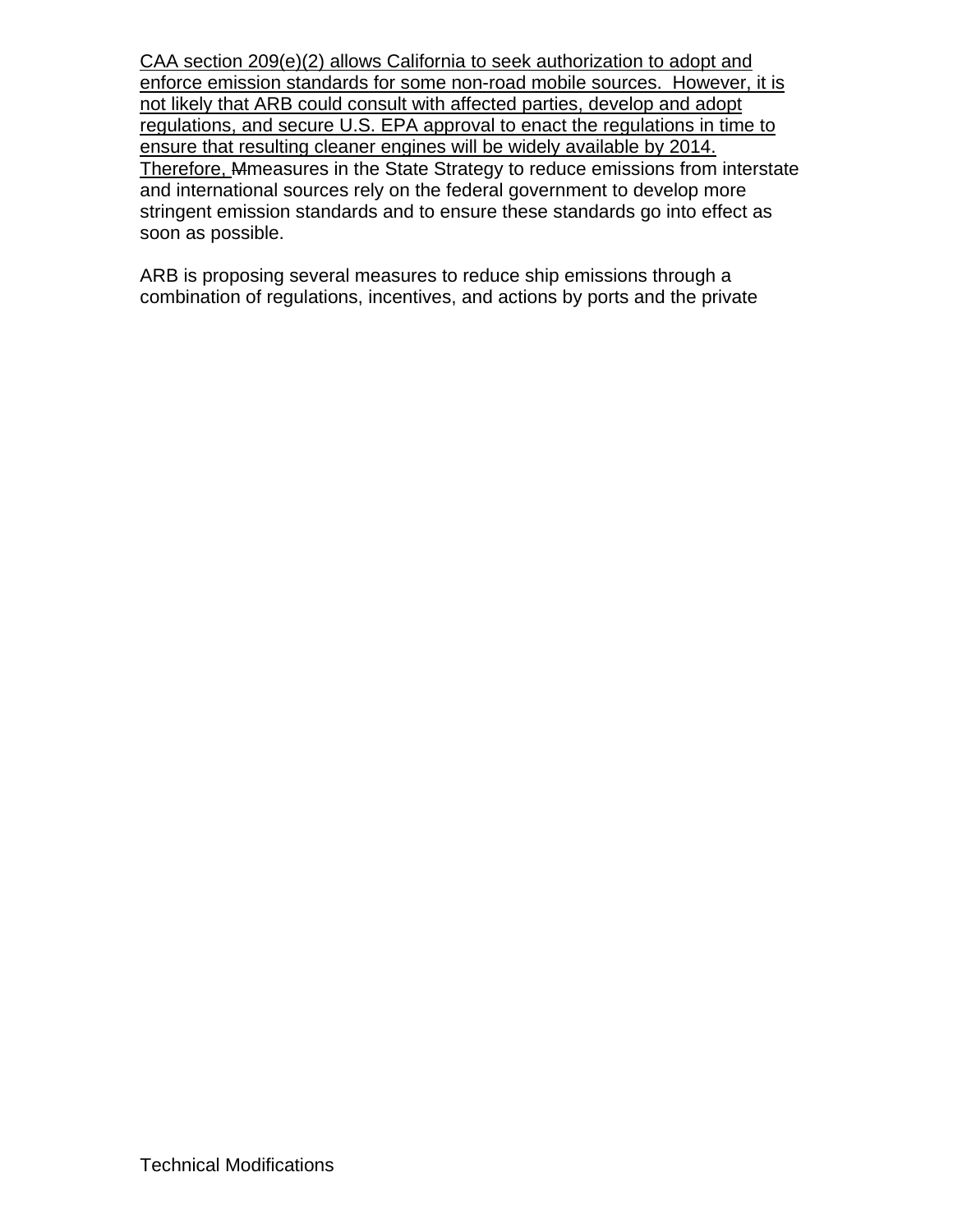CAA section 209(e)(2) allows California to seek authorization to adopt and enforce emission standards for some non-road mobile sources. However, it is not likely that ARB could consult with affected parties, develop and adopt regulations, and secure U.S. EPA approval to enact the regulations in time to ensure that resulting cleaner engines will be widely available by 2014. Therefore, Mmeasures in the State Strategy to reduce emissions from interstate and international sources rely on the federal government to develop more stringent emission standards and to ensure these standards go into effect as soon as possible.

ARB is proposing several measures to reduce ship emissions through a combination of regulations, incentives, and actions by ports and the private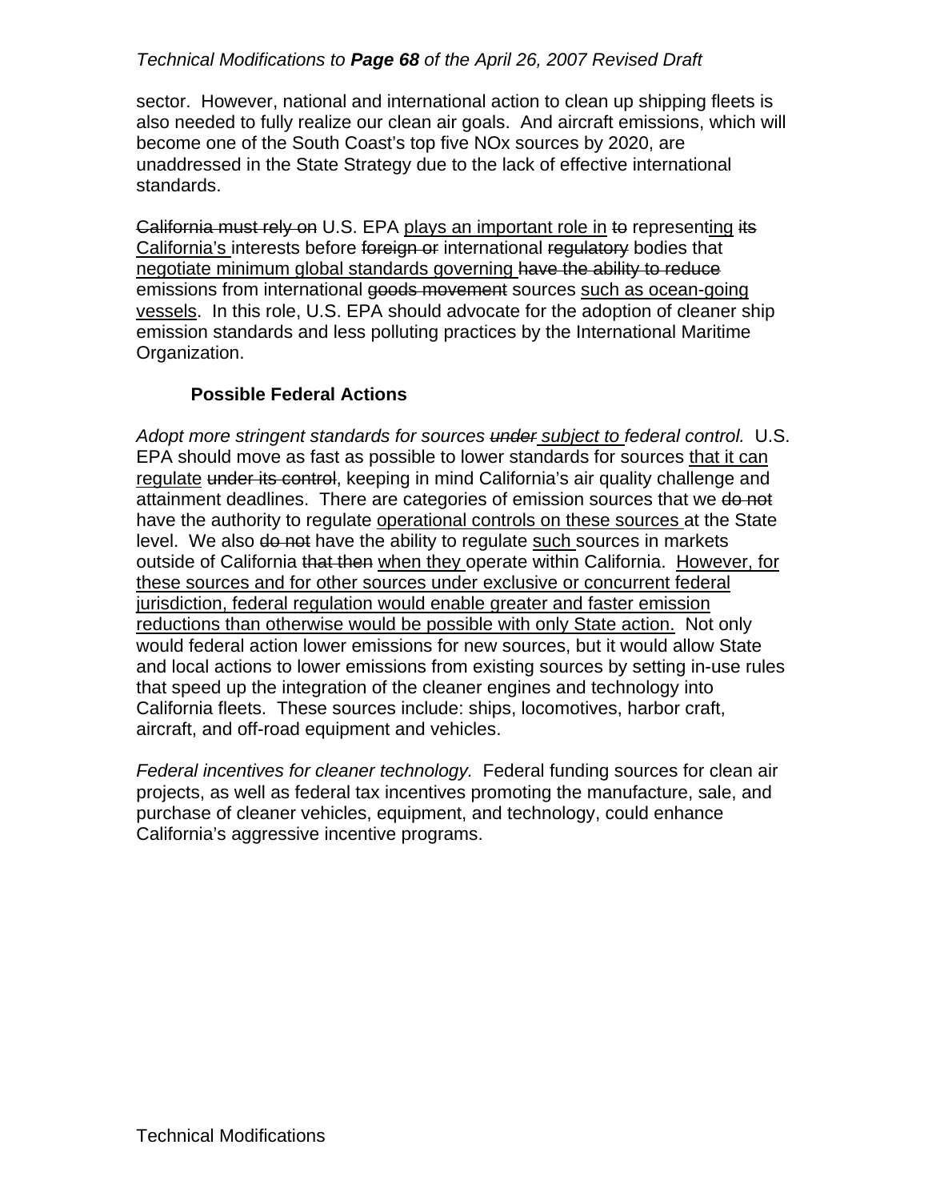*Technical Modifications to **Page 68** of the April 26, 2007 Revised Draft*

sector. However, national and international action to clean up shipping fleets is also needed to fully realize our clean air goals. And aircraft emissions, which will become one of the South Coast's top five NOx sources by 2020, are unaddressed in the State Strategy due to the lack of effective international standards.

~~California must rely on~~ U.S. EPA <u>plays an important role in</u> ~~to~~ represent<u>ing</u> ~~its~~ <u>California's</u> interests before ~~foreign or~~ international ~~regulatory~~ bodies that <u>negotiate minimum global standards governing</u> ~~have the ability to reduce~~ emissions from international ~~goods movement~~ sources <u>such as ocean-going vessels</u>. In this role, U.S. EPA should advocate for the adoption of cleaner ship emission standards and less polluting practices by the International Maritime Organization.

### Possible Federal Actions

*Adopt more stringent standards for sources ~~under~~ <u>subject to</u> federal control.* U.S. EPA should move as fast as possible to lower standards for sources <u>that it can regulate</u> ~~under its control~~, keeping in mind California's air quality challenge and attainment deadlines. There are categories of emission sources that we ~~do not~~ have the authority to regulate <u>operational controls on these sources</u> at the State level. We also ~~do not~~ have the ability to regulate <u>such</u> sources in markets outside of California ~~that then~~ <u>when they</u> operate within California. <u>However, for these sources and for other sources under exclusive or concurrent federal jurisdiction, federal regulation would enable greater and faster emission reductions than otherwise would be possible with only State action.</u> Not only would federal action lower emissions for new sources, but it would allow State and local actions to lower emissions from existing sources by setting in-use rules that speed up the integration of the cleaner engines and technology into California fleets. These sources include: ships, locomotives, harbor craft, aircraft, and off-road equipment and vehicles.

*Federal incentives for cleaner technology.* Federal funding sources for clean air projects, as well as federal tax incentives promoting the manufacture, sale, and purchase of cleaner vehicles, equipment, and technology, could enhance California's aggressive incentive programs.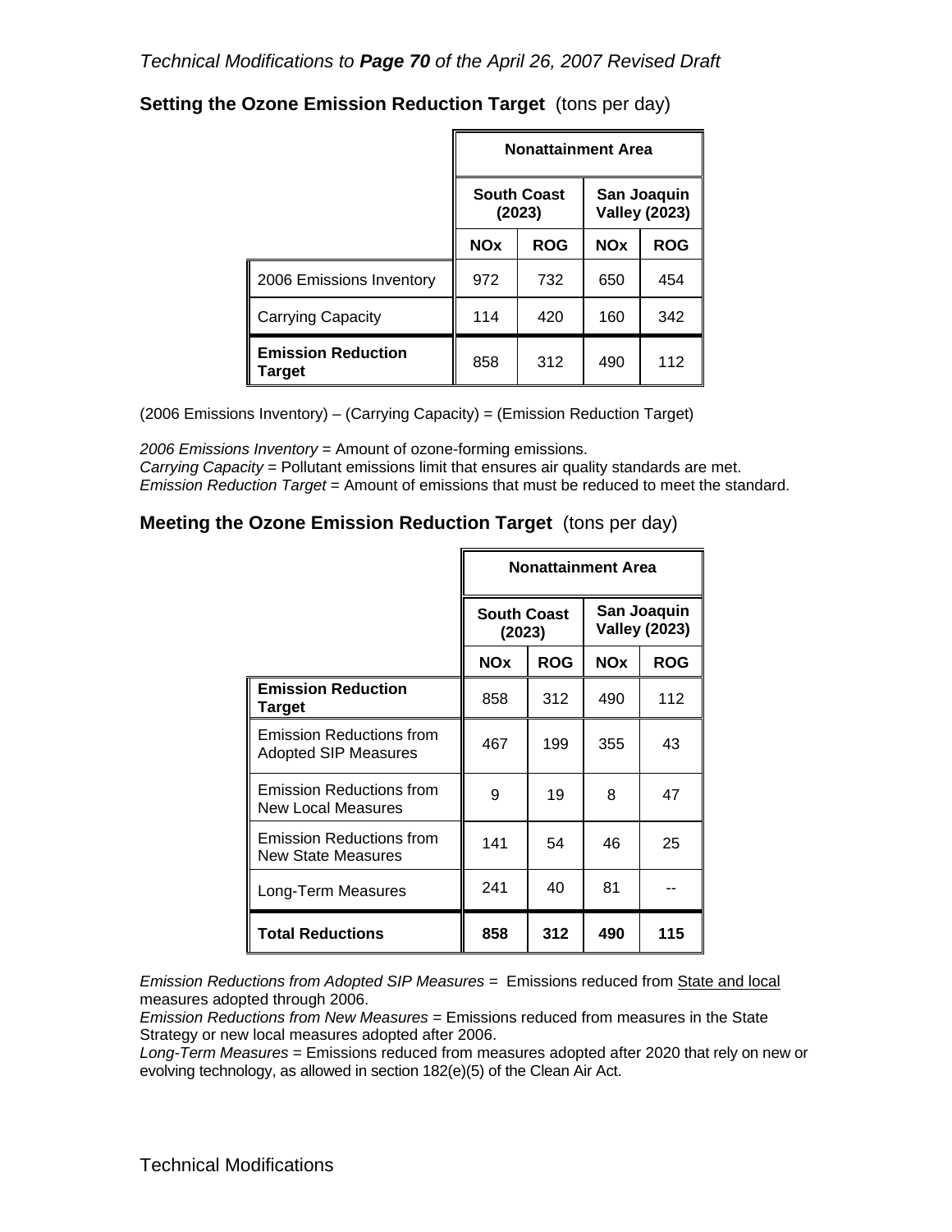*Technical Modifications to* ***Page 70*** *of the April 26, 2007 Revised Draft*

## Setting the Ozone Emission Reduction Target (tons per day)

| | Nonattainment Area | | | |
|---|---|---|---|---|
| | South Coast (2023) | | San Joaquin Valley (2023) | |
| | NOx | ROG | NOx | ROG |
| 2006 Emissions Inventory | 972 | 732 | 650 | 454 |
| Carrying Capacity | 114 | 420 | 160 | 342 |
| **Emission Reduction Target** | 858 | 312 | 490 | 112 |

(2006 Emissions Inventory) – (Carrying Capacity) = (Emission Reduction Target)

*2006 Emissions Inventory* = Amount of ozone-forming emissions.
*Carrying Capacity* = Pollutant emissions limit that ensures air quality standards are met.
*Emission Reduction Target* = Amount of emissions that must be reduced to meet the standard.

## Meeting the Ozone Emission Reduction Target (tons per day)

| | Nonattainment Area | | | |
|---|---|---|---|---|
| | South Coast (2023) | | San Joaquin Valley (2023) | |
| | NOx | ROG | NOx | ROG |
| **Emission Reduction Target** | 858 | 312 | 490 | 112 |
| Emission Reductions from Adopted SIP Measures | 467 | 199 | 355 | 43 |
| Emission Reductions from New Local Measures | 9 | 19 | 8 | 47 |
| Emission Reductions from New State Measures | 141 | 54 | 46 | 25 |
| Long-Term Measures | 241 | 40 | 81 | -- |
| **Total Reductions** | **858** | **312** | **490** | **115** |

*Emission Reductions from Adopted SIP Measures* = Emissions reduced from State and local measures adopted through 2006.
*Emission Reductions from New Measures* = Emissions reduced from measures in the State Strategy or new local measures adopted after 2006.
*Long-Term Measures* = Emissions reduced from measures adopted after 2020 that rely on new or evolving technology, as allowed in section 182(e)(5) of the Clean Air Act.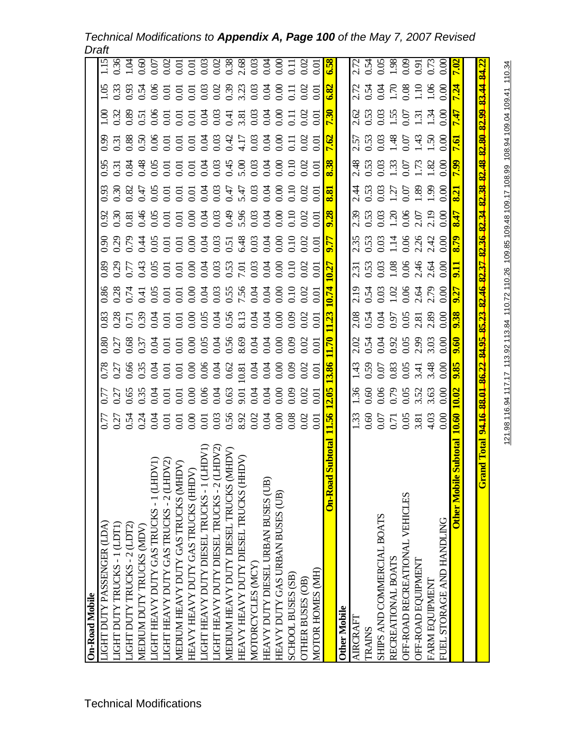*Technical Modifications to **Appendix A, Page 100** of the May 7, 2007 Revised Draft*

| On-Road Mobile | | | | | | | | | | | | | | | |
|---|---|---|---|---|---|---|---|---|---|---|---|---|---|---|---|
| LIGHT DUTY PASSENGER (LDA) | 0.77 | 0.77 | 0.78 | 0.80 | 0.83 | 0.86 | 0.89 | 0.90 | 0.92 | 0.93 | 0.95 | 0.99 | 1.00 | 1.05 | 1.15 |
| LIGHT DUTY TRUCKS - 1 (LDT1) | 0.27 | 0.27 | 0.27 | 0.27 | 0.28 | 0.28 | 0.29 | 0.29 | 0.30 | 0.30 | 0.31 | 0.31 | 0.32 | 0.33 | 0.36 |
| LIGHT DUTY TRUCKS - 2 (LDT2) | 0.54 | 0.65 | 0.66 | 0.68 | 0.71 | 0.74 | 0.77 | 0.79 | 0.81 | 0.82 | 0.84 | 0.88 | 0.89 | 0.93 | 1.04 |
| MEDIUM DUTY TRUCKS (MDV) | 0.24 | 0.35 | 0.35 | 0.37 | 0.39 | 0.41 | 0.43 | 0.44 | 0.46 | 0.47 | 0.48 | 0.50 | 0.51 | 0.54 | 0.60 |
| LIGHT HEAVY DUTY GAS TRUCKS - 1 (LHDV1) | 0.04 | 0.04 | 0.04 | 0.04 | 0.04 | 0.05 | 0.05 | 0.05 | 0.05 | 0.05 | 0.05 | 0.06 | 0.06 | 0.06 | 0.07 |
| LIGHT HEAVY DUTY GAS TRUCKS - 2 (LHDV2) | 0.01 | 0.01 | 0.01 | 0.01 | 0.01 | 0.01 | 0.01 | 0.01 | 0.01 | 0.01 | 0.01 | 0.01 | 0.01 | 0.01 | 0.02 |
| MEDIUM HEAVY DUTY GAS TRUCKS (MHDV) | 0.01 | 0.01 | 0.01 | 0.01 | 0.01 | 0.01 | 0.01 | 0.01 | 0.01 | 0.01 | 0.01 | 0.01 | 0.01 | 0.01 | 0.01 |
| HEAVY HEAVY DUTY GAS TRUCKS (HHDV) | 0.00 | 0.00 | 0.00 | 0.00 | 0.00 | 0.00 | 0.00 | 0.00 | 0.00 | 0.01 | 0.01 | 0.01 | 0.01 | 0.01 | 0.01 |
| LIGHT HEAVY DUTY DIESEL TRUCKS - 1 (LHDV1) | 0.01 | 0.06 | 0.06 | 0.05 | 0.05 | 0.04 | 0.04 | 0.04 | 0.04 | 0.04 | 0.04 | 0.04 | 0.04 | 0.03 | 0.03 |
| LIGHT HEAVY DUTY DIESEL TRUCKS - 2 (LHDV2) | 0.03 | 0.04 | 0.04 | 0.04 | 0.04 | 0.03 | 0.03 | 0.03 | 0.03 | 0.03 | 0.03 | 0.03 | 0.03 | 0.02 | 0.02 |
| MEDIUM HEAVY DUTY DIESEL TRUCKS (MHDV) | 0.56 | 0.63 | 0.62 | 0.56 | 0.56 | 0.55 | 0.53 | 0.51 | 0.49 | 0.47 | 0.45 | 0.42 | 0.41 | 0.39 | 0.38 |
| HEAVY HEAVY DUTY DIESEL TRUCKS (HHDV) | 8.92 | 9.01 | 10.81 | 8.69 | 8.13 | 7.56 | 7.01 | 6.48 | 5.96 | 5.47 | 5.00 | 4.17 | 3.81 | 3.23 | 2.68 |
| MOTORCYCLES (MCY) | 0.02 | 0.04 | 0.04 | 0.04 | 0.04 | 0.04 | 0.03 | 0.03 | 0.03 | 0.03 | 0.03 | 0.03 | 0.03 | 0.03 | 0.03 |
| HEAVY DUTY DIESEL URBAN BUSES (UB) | 0.04 | 0.04 | 0.04 | 0.04 | 0.04 | 0.04 | 0.04 | 0.04 | 0.04 | 0.04 | 0.04 | 0.04 | 0.04 | 0.04 | 0.04 |
| HEAVY DUTY GAS URBAN BUSES (UB) | 0.00 | 0.00 | 0.00 | 0.00 | 0.00 | 0.00 | 0.00 | 0.00 | 0.00 | 0.00 | 0.00 | 0.00 | 0.00 | 0.00 | 0.00 |
| SCHOOL BUSES (SB) | 0.08 | 0.09 | 0.09 | 0.09 | 0.09 | 0.10 | 0.10 | 0.10 | 0.10 | 0.10 | 0.10 | 0.11 | 0.11 | 0.11 | 0.11 |
| OTHER BUSES (OB) | 0.02 | 0.02 | 0.02 | 0.02 | 0.02 | 0.02 | 0.02 | 0.02 | 0.02 | 0.02 | 0.02 | 0.02 | 0.02 | 0.02 | 0.02 |
| MOTOR HOMES (MH) | 0.01 | 0.01 | 0.01 | 0.01 | 0.01 | 0.01 | 0.01 | 0.01 | 0.01 | 0.01 | 0.01 | 0.01 | 0.01 | 0.01 | 0.01 |
| **On-Road Subtotal** | **11.56** | **12.05** | **13.86** | **11.70** | **11.23** | **10.74** | **10.27** | **9.77** | **9.28** | **8.81** | **8.38** | **7.62** | **7.30** | **6.82** | **6.58** |
| **Other Mobile** | | | | | | | | | | | | | | | |
| AIRCRAFT | 1.33 | 1.36 | 1.43 | 2.02 | 2.08 | 2.19 | 2.31 | 2.35 | 2.39 | 2.44 | 2.48 | 2.57 | 2.62 | 2.72 | 2.72 |
| TRAINS | 0.60 | 0.60 | 0.59 | 0.54 | 0.54 | 0.54 | 0.53 | 0.53 | 0.53 | 0.53 | 0.53 | 0.53 | 0.53 | 0.54 | 0.54 |
| SHIPS AND COMMERCIAL BOATS | 0.07 | 0.06 | 0.07 | 0.04 | 0.04 | 0.03 | 0.03 | 0.03 | 0.03 | 0.03 | 0.03 | 0.03 | 0.03 | 0.04 | 0.05 |
| RECREATIONAL BOATS | 0.71 | 0.79 | 0.83 | 0.92 | 0.97 | 1.02 | 1.08 | 1.14 | 1.20 | 1.27 | 1.33 | 1.48 | 1.55 | 1.70 | 1.98 |
| OFF-ROAD RECREATIONAL VEHICLES | 0.05 | 0.05 | 0.05 | 0.05 | 0.05 | 0.06 | 0.06 | 0.06 | 0.06 | 0.07 | 0.07 | 0.07 | 0.07 | 0.08 | 0.09 |
| OFF-ROAD EQUIPMENT | 3.81 | 3.52 | 3.41 | 2.99 | 2.81 | 2.64 | 2.46 | 2.26 | 2.07 | 1.89 | 1.73 | 1.43 | 1.31 | 1.10 | 0.91 |
| FARM EQUIPMENT | 4.03 | 3.63 | 3.48 | 3.03 | 2.89 | 2.79 | 2.64 | 2.42 | 2.19 | 1.99 | 1.82 | 1.50 | 1.34 | 1.06 | 0.73 |
| FUEL STORAGE AND HANDLING | 0.00 | 0.00 | 0.00 | 0.00 | 0.00 | 0.00 | 0.00 | 0.00 | 0.00 | 0.00 | 0.00 | 0.00 | 0.00 | 0.00 | 0.00 |
| **Other Mobile Subtotal** | **10.60** | **10.02** | **9.85** | **9.60** | **9.38** | **9.27** | **9.11** | **8.79** | **8.47** | **8.21** | **7.99** | **7.61** | **7.47** | **7.24** | **7.02** |
| **Grand Total** | **94.16** | **88.01** | **86.22** | **84.95** | **85.23** | **82.46** | **82.37** | **82.36** | **82.34** | **82.38** | **82.48** | **82.80** | **82.99** | **83.44** | **84.22** |

121.98 116.94 117.17 113.92 113.84 110.72 110.26 109.85 109.48 109.17 108.99 108.94 109.04 109.41 110.34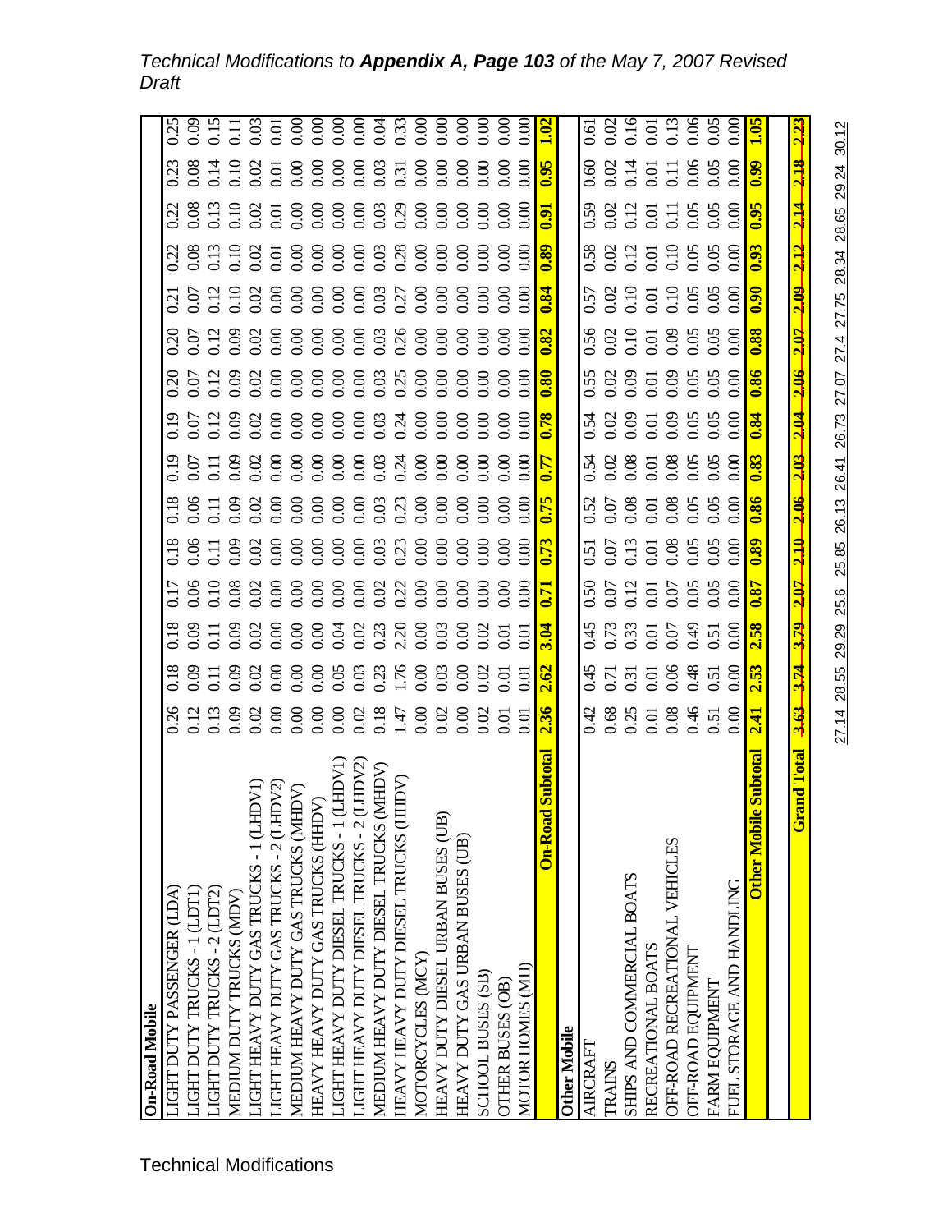*Technical Modifications to **Appendix A, Page 103** of the May 7, 2007 Revised Draft*

| On-Road Mobile | | | | | | | | | | | | | | | |
|---|---|---|---|---|---|---|---|---|---|---|---|---|---|---|---|
| LIGHT DUTY PASSENGER (LDA) | 0.26 | 0.18 | 0.18 | 0.17 | 0.18 | 0.18 | 0.19 | 0.19 | 0.20 | 0.20 | 0.21 | 0.22 | 0.22 | 0.23 | 0.25 |
| LIGHT DUTY TRUCKS - 1 (LDT1) | 0.12 | 0.09 | 0.09 | 0.06 | 0.06 | 0.06 | 0.07 | 0.07 | 0.07 | 0.07 | 0.07 | 0.08 | 0.08 | 0.08 | 0.09 |
| LIGHT DUTY TRUCKS - 2 (LDT2) | 0.13 | 0.11 | 0.11 | 0.10 | 0.11 | 0.11 | 0.11 | 0.12 | 0.12 | 0.12 | 0.12 | 0.13 | 0.13 | 0.14 | 0.15 |
| MEDIUM DUTY TRUCKS (MDV) | 0.09 | 0.09 | 0.09 | 0.08 | 0.09 | 0.09 | 0.09 | 0.09 | 0.09 | 0.09 | 0.10 | 0.10 | 0.10 | 0.10 | 0.11 |
| LIGHT HEAVY DUTY GAS TRUCKS - 1 (LHDV1) | 0.02 | 0.02 | 0.02 | 0.02 | 0.02 | 0.02 | 0.02 | 0.02 | 0.02 | 0.02 | 0.02 | 0.02 | 0.02 | 0.02 | 0.03 |
| LIGHT HEAVY DUTY GAS TRUCKS - 2 (LHDV2) | 0.00 | 0.00 | 0.00 | 0.00 | 0.00 | 0.00 | 0.00 | 0.00 | 0.00 | 0.00 | 0.00 | 0.01 | 0.01 | 0.01 | 0.01 |
| MEDIUM HEAVY DUTY GAS TRUCKS (MHDV) | 0.00 | 0.00 | 0.00 | 0.00 | 0.00 | 0.00 | 0.00 | 0.00 | 0.00 | 0.00 | 0.00 | 0.00 | 0.00 | 0.00 | 0.00 |
| HEAVY HEAVY DUTY GAS TRUCKS (HHDV) | 0.00 | 0.00 | 0.00 | 0.00 | 0.00 | 0.00 | 0.00 | 0.00 | 0.00 | 0.00 | 0.00 | 0.00 | 0.00 | 0.00 | 0.00 |
| LIGHT HEAVY DUTY DIESEL TRUCKS - 1 (LHDV1) | 0.00 | 0.05 | 0.04 | 0.00 | 0.00 | 0.00 | 0.00 | 0.00 | 0.00 | 0.00 | 0.00 | 0.00 | 0.00 | 0.00 | 0.00 |
| LIGHT HEAVY DUTY DIESEL TRUCKS - 2 (LHDV2) | 0.02 | 0.03 | 0.02 | 0.00 | 0.00 | 0.00 | 0.00 | 0.00 | 0.00 | 0.00 | 0.00 | 0.00 | 0.00 | 0.00 | 0.00 |
| MEDIUM HEAVY DUTY DIESEL TRUCKS (MHDV) | 0.18 | 0.23 | 0.23 | 0.02 | 0.03 | 0.03 | 0.03 | 0.03 | 0.03 | 0.03 | 0.03 | 0.03 | 0.03 | 0.03 | 0.04 |
| HEAVY HEAVY DUTY DIESEL TRUCKS (HHDV) | 1.47 | 1.76 | 2.20 | 0.22 | 0.23 | 0.23 | 0.24 | 0.24 | 0.25 | 0.26 | 0.27 | 0.28 | 0.29 | 0.31 | 0.33 |
| MOTORCYCLES (MCY) | 0.00 | 0.00 | 0.00 | 0.00 | 0.00 | 0.00 | 0.00 | 0.00 | 0.00 | 0.00 | 0.00 | 0.00 | 0.00 | 0.00 | 0.00 |
| HEAVY DUTY DIESEL URBAN BUSES (UB) | 0.02 | 0.03 | 0.03 | 0.00 | 0.00 | 0.00 | 0.00 | 0.00 | 0.00 | 0.00 | 0.00 | 0.00 | 0.00 | 0.00 | 0.00 |
| HEAVY DUTY GAS URBAN BUSES (UB) | 0.00 | 0.00 | 0.00 | 0.00 | 0.00 | 0.00 | 0.00 | 0.00 | 0.00 | 0.00 | 0.00 | 0.00 | 0.00 | 0.00 | 0.00 |
| SCHOOL BUSES (SB) | 0.02 | 0.02 | 0.02 | 0.00 | 0.00 | 0.00 | 0.00 | 0.00 | 0.00 | 0.00 | 0.00 | 0.00 | 0.00 | 0.00 | 0.00 |
| OTHER BUSES (OB) | 0.01 | 0.01 | 0.01 | 0.00 | 0.00 | 0.00 | 0.00 | 0.00 | 0.00 | 0.00 | 0.00 | 0.00 | 0.00 | 0.00 | 0.00 |
| MOTOR HOMES (MH) | 0.01 | 0.01 | 0.01 | 0.00 | 0.00 | 0.00 | 0.00 | 0.00 | 0.00 | 0.00 | 0.00 | 0.00 | 0.00 | 0.00 | 0.00 |
| **On-Road Subtotal** | **2.36** | **2.62** | **3.04** | **0.71** | **0.73** | **0.75** | **0.77** | **0.78** | **0.80** | **0.82** | **0.84** | **0.89** | **0.91** | **0.95** | **1.02** |
| **Other Mobile** | | | | | | | | | | | | | | | |
| AIRCRAFT | 0.42 | 0.45 | 0.45 | 0.50 | 0.51 | 0.52 | 0.54 | 0.54 | 0.55 | 0.56 | 0.57 | 0.58 | 0.59 | 0.60 | 0.61 |
| TRAINS | 0.68 | 0.71 | 0.73 | 0.07 | 0.07 | 0.07 | 0.02 | 0.02 | 0.02 | 0.02 | 0.02 | 0.02 | 0.02 | 0.02 | 0.02 |
| SHIPS AND COMMERCIAL BOATS | 0.25 | 0.31 | 0.33 | 0.12 | 0.13 | 0.08 | 0.08 | 0.09 | 0.09 | 0.10 | 0.10 | 0.12 | 0.12 | 0.14 | 0.16 |
| RECREATIONAL BOATS | 0.01 | 0.01 | 0.01 | 0.01 | 0.01 | 0.01 | 0.01 | 0.01 | 0.01 | 0.01 | 0.01 | 0.01 | 0.01 | 0.01 | 0.01 |
| OFF-ROAD RECREATIONAL VEHICLES | 0.08 | 0.06 | 0.07 | 0.07 | 0.08 | 0.08 | 0.08 | 0.09 | 0.09 | 0.09 | 0.10 | 0.10 | 0.11 | 0.11 | 0.13 |
| OFF-ROAD EQUIPMENT | 0.46 | 0.48 | 0.49 | 0.05 | 0.05 | 0.05 | 0.05 | 0.05 | 0.05 | 0.05 | 0.05 | 0.05 | 0.05 | 0.06 | 0.06 |
| FARM EQUIPMENT | 0.51 | 0.51 | 0.51 | 0.05 | 0.05 | 0.05 | 0.05 | 0.05 | 0.05 | 0.05 | 0.05 | 0.05 | 0.05 | 0.05 | 0.05 |
| FUEL STORAGE AND HANDLING | 0.00 | 0.00 | 0.00 | 0.00 | 0.00 | 0.00 | 0.00 | 0.00 | 0.00 | 0.00 | 0.00 | 0.00 | 0.00 | 0.00 | 0.00 |
| **Other Mobile Subtotal** | **2.41** | **2.53** | **2.58** | **0.87** | **0.89** | **0.86** | **0.83** | **0.84** | **0.86** | **0.88** | **0.90** | **0.93** | **0.95** | **0.99** | **1.05** |
| **Grand Total** | ~~**3.63**~~ | ~~**3.74**~~ | ~~**3.79**~~ | ~~**2.07**~~ | ~~**2.10**~~ | ~~**2.06**~~ | ~~**2.03**~~ | ~~**2.04**~~ | ~~**2.06**~~ | ~~**2.07**~~ | ~~**2.09**~~ | ~~**2.12**~~ | ~~**2.14**~~ | ~~**2.18**~~ | ~~**2.23**~~ |
| | 27.14 | 28.55 | 29.29 | 25.6 | 25.85 | 26.13 | 26.41 | 26.73 | 27.07 | 27.4 | 27.75 | 28.34 | 28.65 | 29.24 | 30.12 |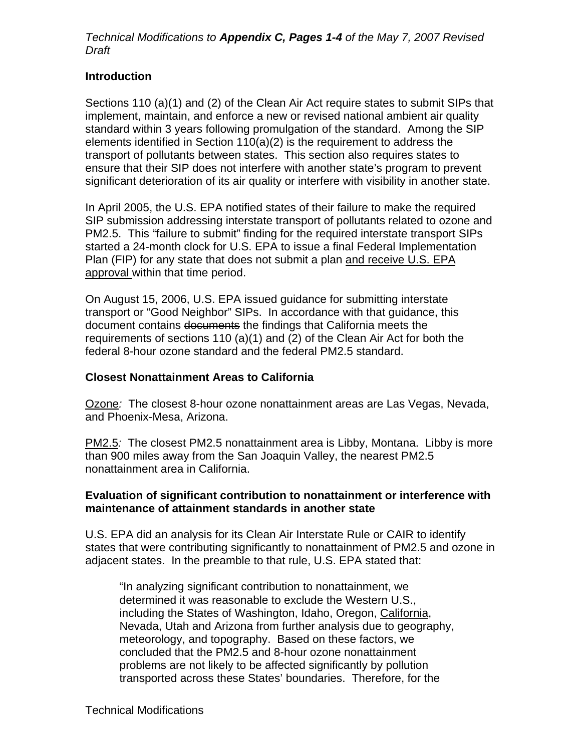*Technical Modifications to **Appendix C, Pages 1-4** of the May 7, 2007 Revised Draft*

**Introduction**

Sections 110 (a)(1) and (2) of the Clean Air Act require states to submit SIPs that implement, maintain, and enforce a new or revised national ambient air quality standard within 3 years following promulgation of the standard. Among the SIP elements identified in Section 110(a)(2) is the requirement to address the transport of pollutants between states. This section also requires states to ensure that their SIP does not interfere with another state's program to prevent significant deterioration of its air quality or interfere with visibility in another state.

In April 2005, the U.S. EPA notified states of their failure to make the required SIP submission addressing interstate transport of pollutants related to ozone and PM2.5. This "failure to submit" finding for the required interstate transport SIPs started a 24-month clock for U.S. EPA to issue a final Federal Implementation Plan (FIP) for any state that does not submit a plan <u>and receive U.S. EPA approval</u> within that time period.

On August 15, 2006, U.S. EPA issued guidance for submitting interstate transport or "Good Neighbor" SIPs. In accordance with that guidance, this document contains ~~documents~~ the findings that California meets the requirements of sections 110 (a)(1) and (2) of the Clean Air Act for both the federal 8-hour ozone standard and the federal PM2.5 standard.

**Closest Nonattainment Areas to California**

<u>Ozone</u>*:* The closest 8-hour ozone nonattainment areas are Las Vegas, Nevada, and Phoenix-Mesa, Arizona.

<u>PM2.5</u>*:* The closest PM2.5 nonattainment area is Libby, Montana. Libby is more than 900 miles away from the San Joaquin Valley, the nearest PM2.5 nonattainment area in California.

**Evaluation of significant contribution to nonattainment or interference with maintenance of attainment standards in another state**

U.S. EPA did an analysis for its Clean Air Interstate Rule or CAIR to identify states that were contributing significantly to nonattainment of PM2.5 and ozone in adjacent states. In the preamble to that rule, U.S. EPA stated that:

> "In analyzing significant contribution to nonattainment, we determined it was reasonable to exclude the Western U.S., including the States of Washington, Idaho, Oregon, <u>California</u>, Nevada, Utah and Arizona from further analysis due to geography, meteorology, and topography. Based on these factors, we concluded that the PM2.5 and 8-hour ozone nonattainment problems are not likely to be affected significantly by pollution transported across these States' boundaries. Therefore, for the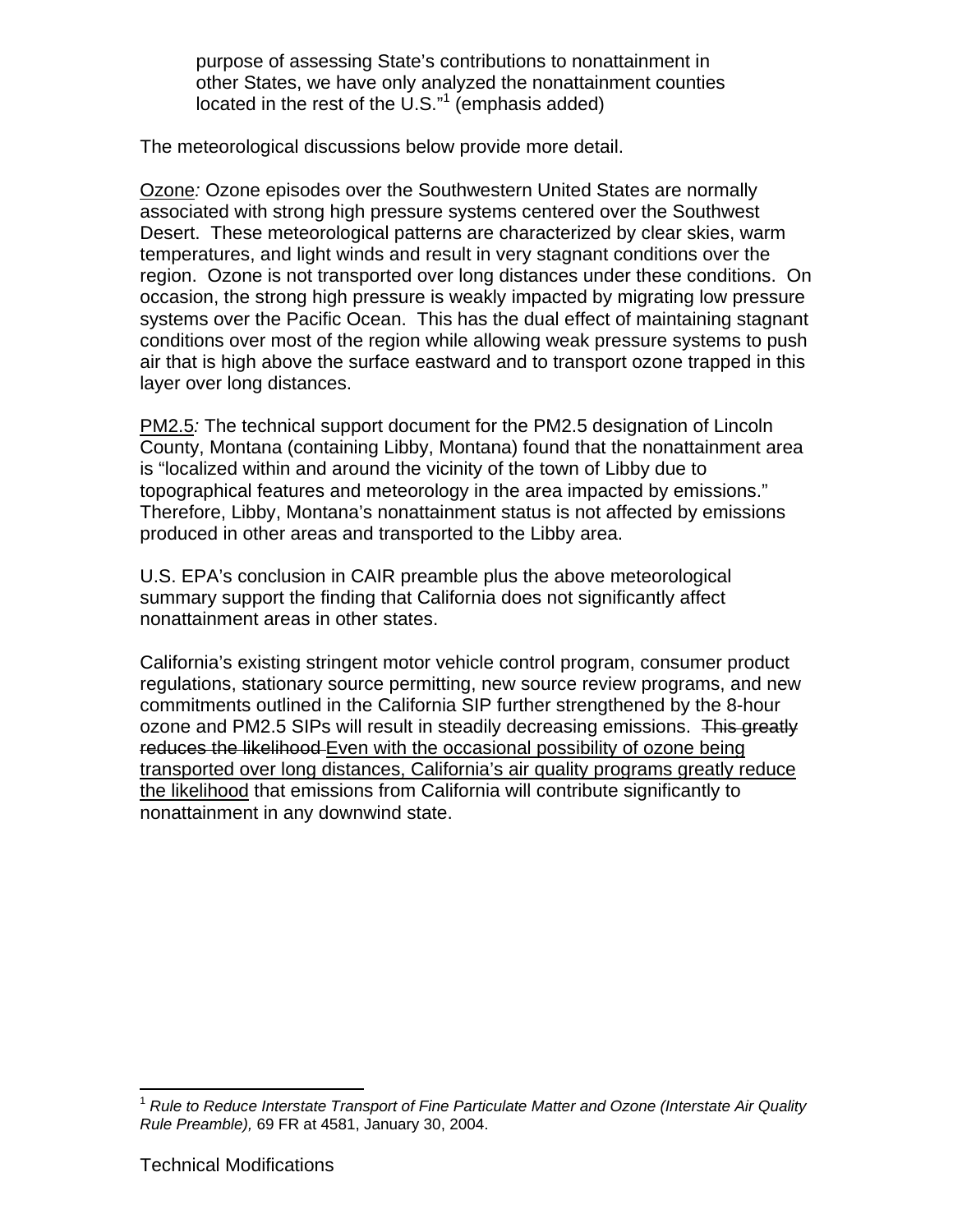purpose of assessing State's contributions to nonattainment in other States, we have only analyzed the nonattainment counties located in the rest of the U.S."[1] (emphasis added)

The meteorological discussions below provide more detail.

<u>Ozone</u>*:* Ozone episodes over the Southwestern United States are normally associated with strong high pressure systems centered over the Southwest Desert. These meteorological patterns are characterized by clear skies, warm temperatures, and light winds and result in very stagnant conditions over the region. Ozone is not transported over long distances under these conditions. On occasion, the strong high pressure is weakly impacted by migrating low pressure systems over the Pacific Ocean. This has the dual effect of maintaining stagnant conditions over most of the region while allowing weak pressure systems to push air that is high above the surface eastward and to transport ozone trapped in this layer over long distances.

<u>PM2.5</u>*:* The technical support document for the PM2.5 designation of Lincoln County, Montana (containing Libby, Montana) found that the nonattainment area is "localized within and around the vicinity of the town of Libby due to topographical features and meteorology in the area impacted by emissions." Therefore, Libby, Montana's nonattainment status is not affected by emissions produced in other areas and transported to the Libby area.

U.S. EPA's conclusion in CAIR preamble plus the above meteorological summary support the finding that California does not significantly affect nonattainment areas in other states.

California's existing stringent motor vehicle control program, consumer product regulations, stationary source permitting, new source review programs, and new commitments outlined in the California SIP further strengthened by the 8-hour ozone and PM2.5 SIPs will result in steadily decreasing emissions. ~~This greatly reduces the likelihood~~ <u>Even with the occasional possibility of ozone being transported over long distances, California's air quality programs greatly reduce the likelihood</u> that emissions from California will contribute significantly to nonattainment in any downwind state.

[1] *Rule to Reduce Interstate Transport of Fine Particulate Matter and Ozone (Interstate Air Quality Rule Preamble),* 69 FR at 4581, January 30, 2004.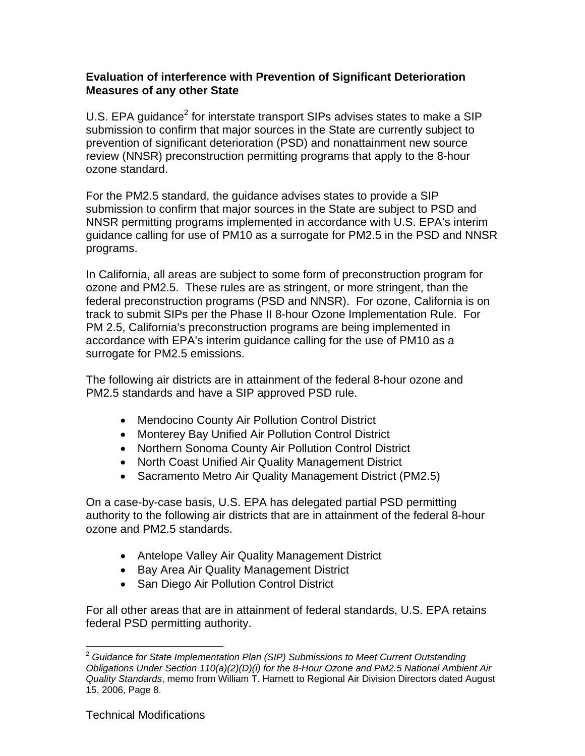**Evaluation of interference with Prevention of Significant Deterioration Measures of any other State**

U.S. EPA guidance[2] for interstate transport SIPs advises states to make a SIP submission to confirm that major sources in the State are currently subject to prevention of significant deterioration (PSD) and nonattainment new source review (NNSR) preconstruction permitting programs that apply to the 8-hour ozone standard.

For the PM2.5 standard, the guidance advises states to provide a SIP submission to confirm that major sources in the State are subject to PSD and NNSR permitting programs implemented in accordance with U.S. EPA's interim guidance calling for use of PM10 as a surrogate for PM2.5 in the PSD and NNSR programs.

In California, all areas are subject to some form of preconstruction program for ozone and PM2.5. These rules are as stringent, or more stringent, than the federal preconstruction programs (PSD and NNSR). For ozone, California is on track to submit SIPs per the Phase II 8-hour Ozone Implementation Rule. For PM 2.5, California's preconstruction programs are being implemented in accordance with EPA's interim guidance calling for the use of PM10 as a surrogate for PM2.5 emissions.

The following air districts are in attainment of the federal 8-hour ozone and PM2.5 standards and have a SIP approved PSD rule.

- Mendocino County Air Pollution Control District
- Monterey Bay Unified Air Pollution Control District
- Northern Sonoma County Air Pollution Control District
- North Coast Unified Air Quality Management District
- Sacramento Metro Air Quality Management District (PM2.5)

On a case-by-case basis, U.S. EPA has delegated partial PSD permitting authority to the following air districts that are in attainment of the federal 8-hour ozone and PM2.5 standards.

- Antelope Valley Air Quality Management District
- Bay Area Air Quality Management District
- San Diego Air Pollution Control District

For all other areas that are in attainment of federal standards, U.S. EPA retains federal PSD permitting authority.

[2] *Guidance for State Implementation Plan (SIP) Submissions to Meet Current Outstanding Obligations Under Section 110(a)(2)(D)(i) for the 8-Hour Ozone and PM2.5 National Ambient Air Quality Standards*, memo from William T. Harnett to Regional Air Division Directors dated August 15, 2006, Page 8.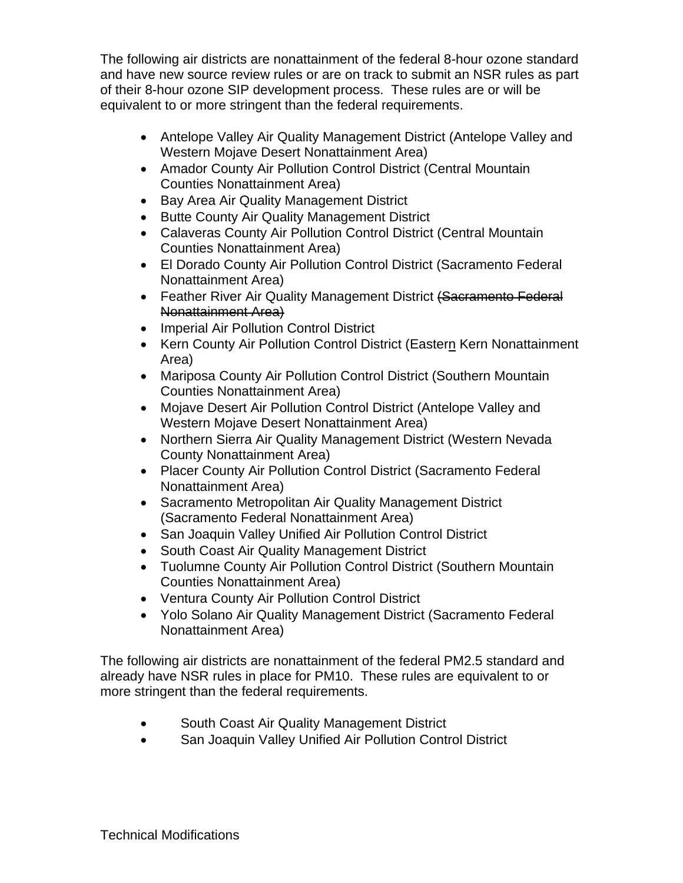The following air districts are nonattainment of the federal 8-hour ozone standard and have new source review rules or are on track to submit an NSR rules as part of their 8-hour ozone SIP development process. These rules are or will be equivalent to or more stringent than the federal requirements.

- Antelope Valley Air Quality Management District (Antelope Valley and Western Mojave Desert Nonattainment Area)
- Amador County Air Pollution Control District (Central Mountain Counties Nonattainment Area)
- Bay Area Air Quality Management District
- Butte County Air Quality Management District
- Calaveras County Air Pollution Control District (Central Mountain Counties Nonattainment Area)
- El Dorado County Air Pollution Control District (Sacramento Federal Nonattainment Area)
- Feather River Air Quality Management District ~~(Sacramento Federal Nonattainment Area)~~
- Imperial Air Pollution Control District
- Kern County Air Pollution Control District (Eastern Kern Nonattainment Area)
- Mariposa County Air Pollution Control District (Southern Mountain Counties Nonattainment Area)
- Mojave Desert Air Pollution Control District (Antelope Valley and Western Mojave Desert Nonattainment Area)
- Northern Sierra Air Quality Management District (Western Nevada County Nonattainment Area)
- Placer County Air Pollution Control District (Sacramento Federal Nonattainment Area)
- Sacramento Metropolitan Air Quality Management District (Sacramento Federal Nonattainment Area)
- San Joaquin Valley Unified Air Pollution Control District
- South Coast Air Quality Management District
- Tuolumne County Air Pollution Control District (Southern Mountain Counties Nonattainment Area)
- Ventura County Air Pollution Control District
- Yolo Solano Air Quality Management District (Sacramento Federal Nonattainment Area)

The following air districts are nonattainment of the federal PM2.5 standard and already have NSR rules in place for PM10. These rules are equivalent to or more stringent than the federal requirements.

- South Coast Air Quality Management District
- San Joaquin Valley Unified Air Pollution Control District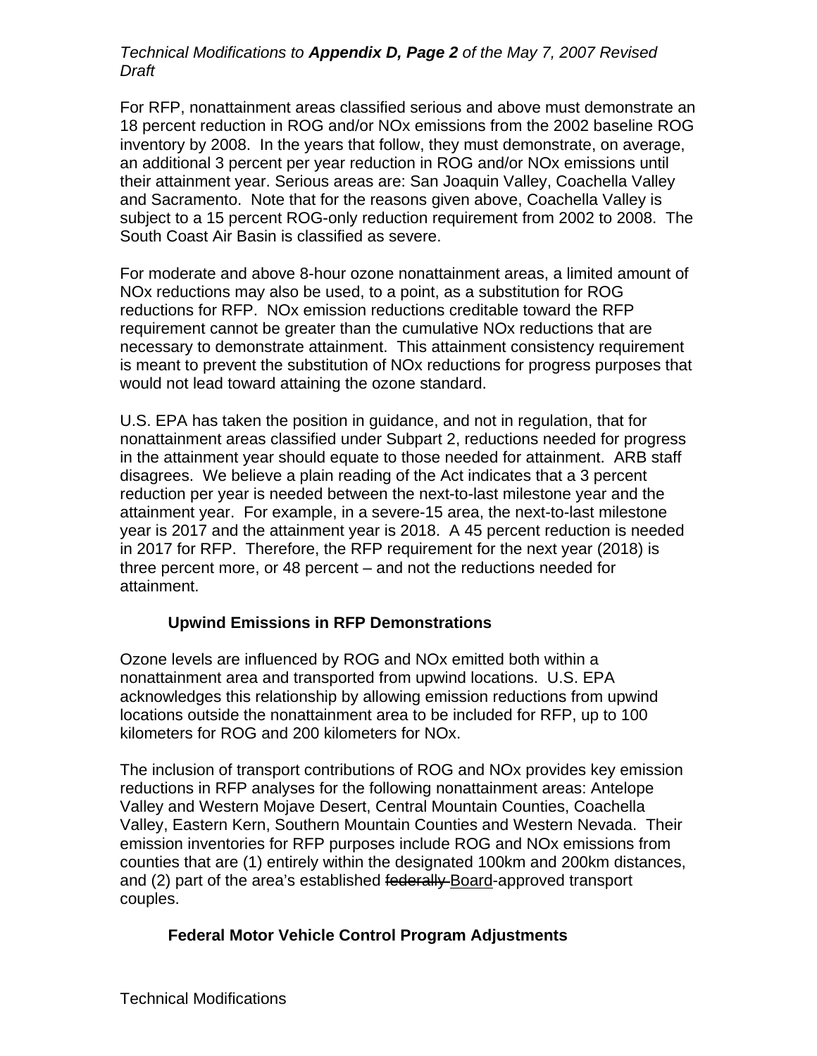*Technical Modifications to **Appendix D, Page 2** of the May 7, 2007 Revised Draft*

For RFP, nonattainment areas classified serious and above must demonstrate an 18 percent reduction in ROG and/or NOx emissions from the 2002 baseline ROG inventory by 2008. In the years that follow, they must demonstrate, on average, an additional 3 percent per year reduction in ROG and/or NOx emissions until their attainment year. Serious areas are: San Joaquin Valley, Coachella Valley and Sacramento. Note that for the reasons given above, Coachella Valley is subject to a 15 percent ROG-only reduction requirement from 2002 to 2008. The South Coast Air Basin is classified as severe.

For moderate and above 8-hour ozone nonattainment areas, a limited amount of NOx reductions may also be used, to a point, as a substitution for ROG reductions for RFP. NOx emission reductions creditable toward the RFP requirement cannot be greater than the cumulative NOx reductions that are necessary to demonstrate attainment. This attainment consistency requirement is meant to prevent the substitution of NOx reductions for progress purposes that would not lead toward attaining the ozone standard.

U.S. EPA has taken the position in guidance, and not in regulation, that for nonattainment areas classified under Subpart 2, reductions needed for progress in the attainment year should equate to those needed for attainment. ARB staff disagrees. We believe a plain reading of the Act indicates that a 3 percent reduction per year is needed between the next-to-last milestone year and the attainment year. For example, in a severe-15 area, the next-to-last milestone year is 2017 and the attainment year is 2018. A 45 percent reduction is needed in 2017 for RFP. Therefore, the RFP requirement for the next year (2018) is three percent more, or 48 percent – and not the reductions needed for attainment.

### Upwind Emissions in RFP Demonstrations

Ozone levels are influenced by ROG and NOx emitted both within a nonattainment area and transported from upwind locations. U.S. EPA acknowledges this relationship by allowing emission reductions from upwind locations outside the nonattainment area to be included for RFP, up to 100 kilometers for ROG and 200 kilometers for NOx.

The inclusion of transport contributions of ROG and NOx provides key emission reductions in RFP analyses for the following nonattainment areas: Antelope Valley and Western Mojave Desert, Central Mountain Counties, Coachella Valley, Eastern Kern, Southern Mountain Counties and Western Nevada. Their emission inventories for RFP purposes include ROG and NOx emissions from counties that are (1) entirely within the designated 100km and 200km distances, and (2) part of the area's established ~~federally~~ Board-approved transport couples.

### Federal Motor Vehicle Control Program Adjustments